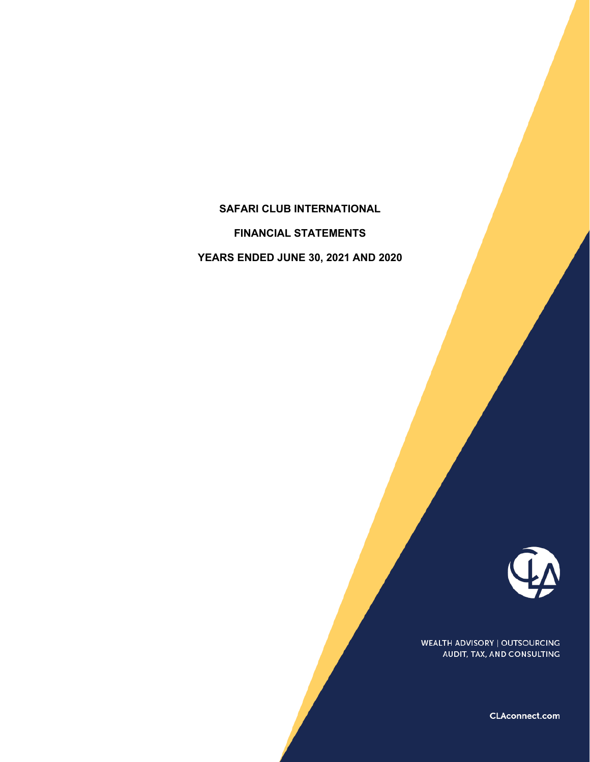# SAFARI CLUB INTERNATIONAL

## FINANCIAL STATEMENTS

## YEARS ENDED JUNE 30, 2021 AND 2020

WEALTH ADVISORY | OUTSOURCING
AUDIT, TAX, AND CONSULTING

CLAconnect.com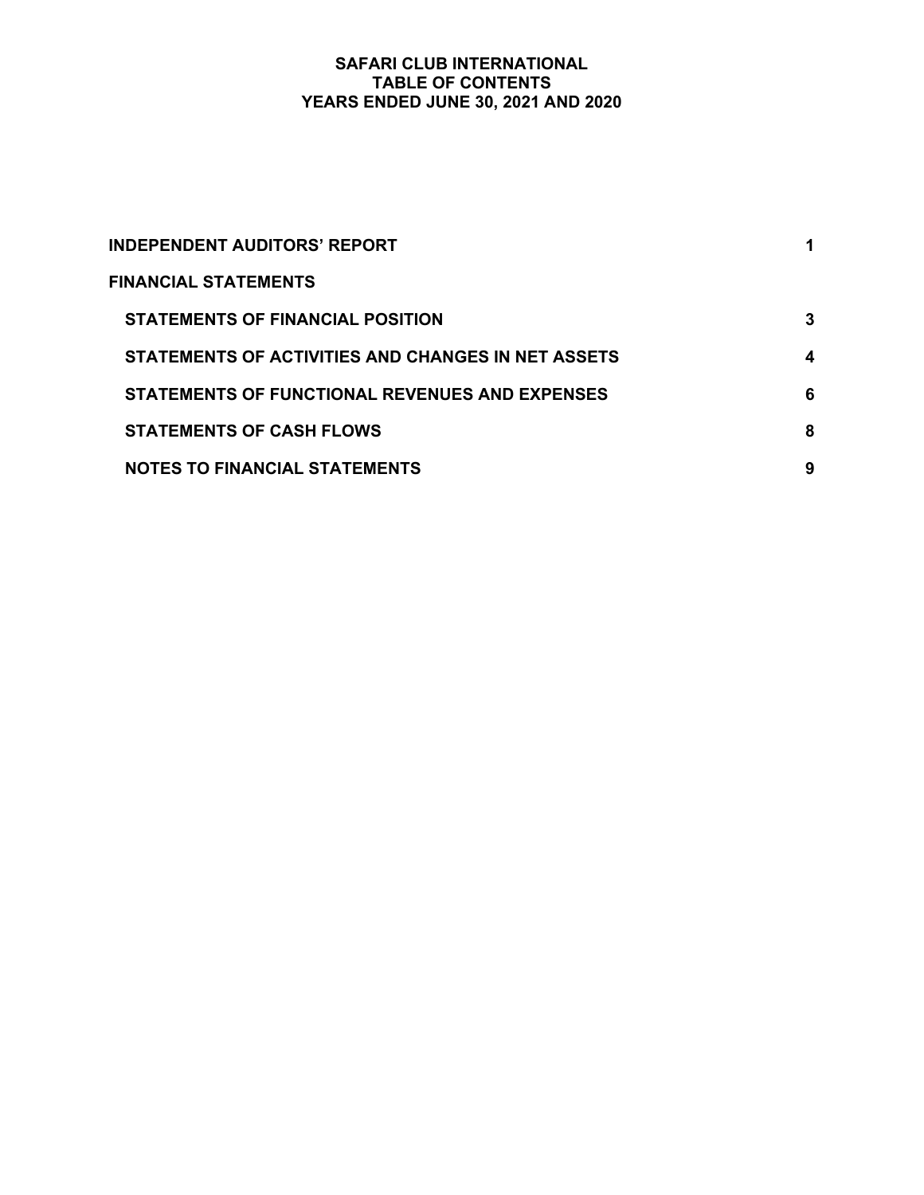# SAFARI CLUB INTERNATIONAL
## TABLE OF CONTENTS
### YEARS ENDED JUNE 30, 2021 AND 2020

| | |
|---|---|
| **INDEPENDENT AUDITORS' REPORT** | **1** |
| **FINANCIAL STATEMENTS** | |
| **STATEMENTS OF FINANCIAL POSITION** | **3** |
| **STATEMENTS OF ACTIVITIES AND CHANGES IN NET ASSETS** | **4** |
| **STATEMENTS OF FUNCTIONAL REVENUES AND EXPENSES** | **6** |
| **STATEMENTS OF CASH FLOWS** | **8** |
| **NOTES TO FINANCIAL STATEMENTS** | **9** |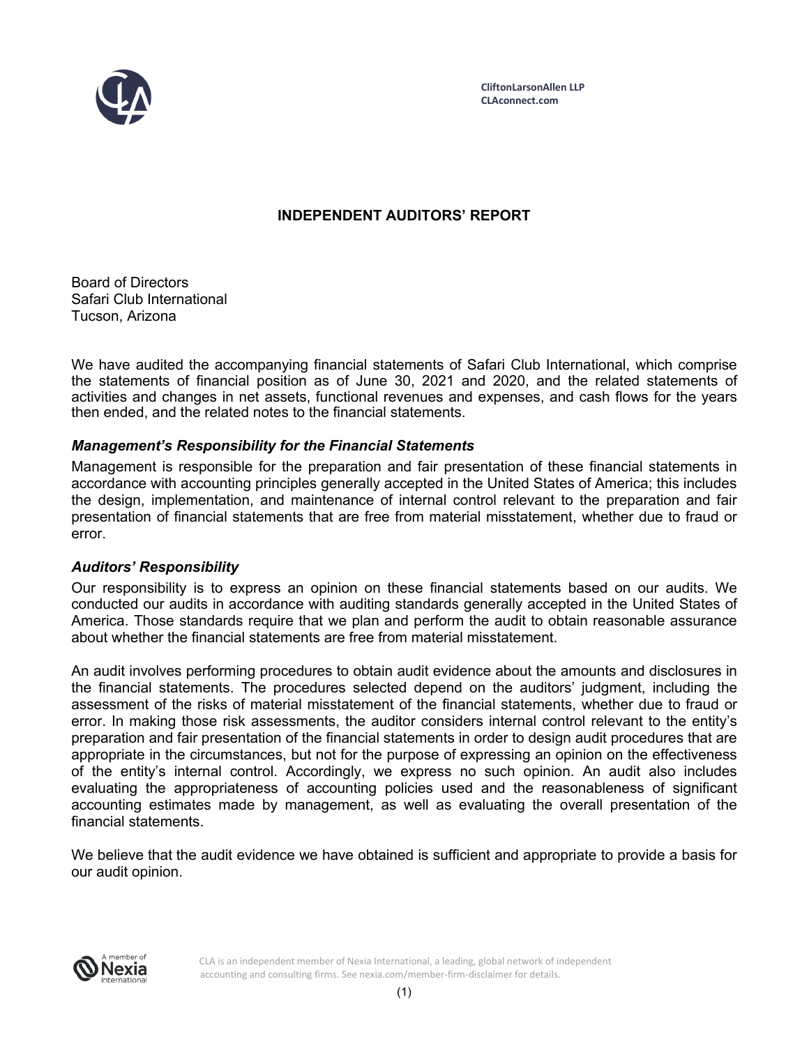CliftonLarsonAllen LLP
CLAconnect.com

# INDEPENDENT AUDITORS' REPORT

Board of Directors
Safari Club International
Tucson, Arizona

We have audited the accompanying financial statements of Safari Club International, which comprise the statements of financial position as of June 30, 2021 and 2020, and the related statements of activities and changes in net assets, functional revenues and expenses, and cash flows for the years then ended, and the related notes to the financial statements.

### *Management's Responsibility for the Financial Statements*

Management is responsible for the preparation and fair presentation of these financial statements in accordance with accounting principles generally accepted in the United States of America; this includes the design, implementation, and maintenance of internal control relevant to the preparation and fair presentation of financial statements that are free from material misstatement, whether due to fraud or error.

### *Auditors' Responsibility*

Our responsibility is to express an opinion on these financial statements based on our audits. We conducted our audits in accordance with auditing standards generally accepted in the United States of America. Those standards require that we plan and perform the audit to obtain reasonable assurance about whether the financial statements are free from material misstatement.

An audit involves performing procedures to obtain audit evidence about the amounts and disclosures in the financial statements. The procedures selected depend on the auditors' judgment, including the assessment of the risks of material misstatement of the financial statements, whether due to fraud or error. In making those risk assessments, the auditor considers internal control relevant to the entity's preparation and fair presentation of the financial statements in order to design audit procedures that are appropriate in the circumstances, but not for the purpose of expressing an opinion on the effectiveness of the entity's internal control. Accordingly, we express no such opinion. An audit also includes evaluating the appropriateness of accounting policies used and the reasonableness of significant accounting estimates made by management, as well as evaluating the overall presentation of the financial statements.

We believe that the audit evidence we have obtained is sufficient and appropriate to provide a basis for our audit opinion.

CLA is an independent member of Nexia International, a leading, global network of independent accounting and consulting firms. See nexia.com/member-firm-disclaimer for details.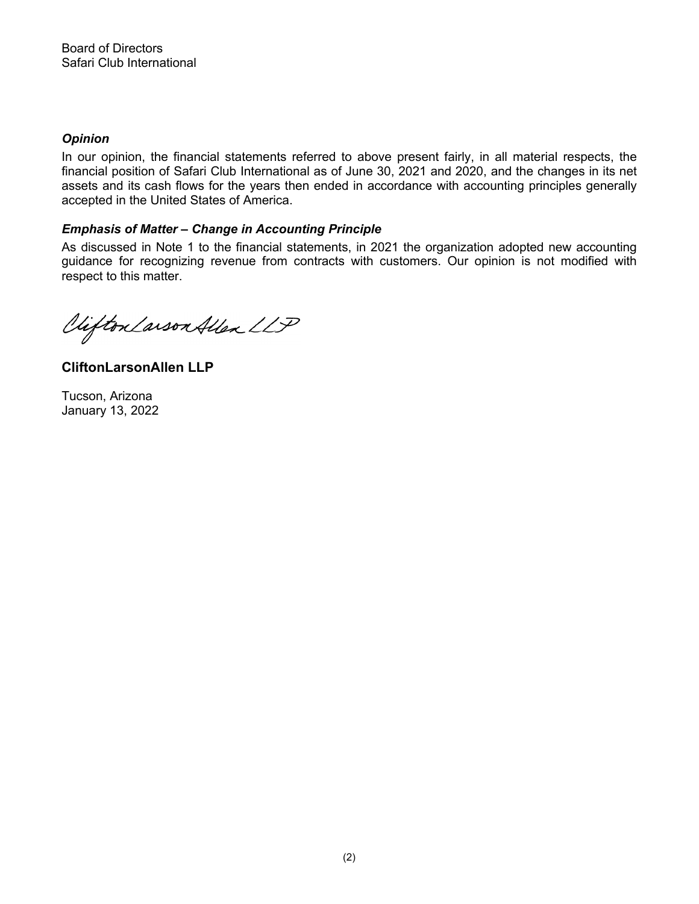Board of Directors
Safari Club International

### *Opinion*

In our opinion, the financial statements referred to above present fairly, in all material respects, the financial position of Safari Club International as of June 30, 2021 and 2020, and the changes in its net assets and its cash flows for the years then ended in accordance with accounting principles generally accepted in the United States of America.

### *Emphasis of Matter – Change in Accounting Principle*

As discussed in Note 1 to the financial statements, in 2021 the organization adopted new accounting guidance for recognizing revenue from contracts with customers. Our opinion is not modified with respect to this matter.

CliftonLarsonAllen LLP

**CliftonLarsonAllen LLP**

Tucson, Arizona
January 13, 2022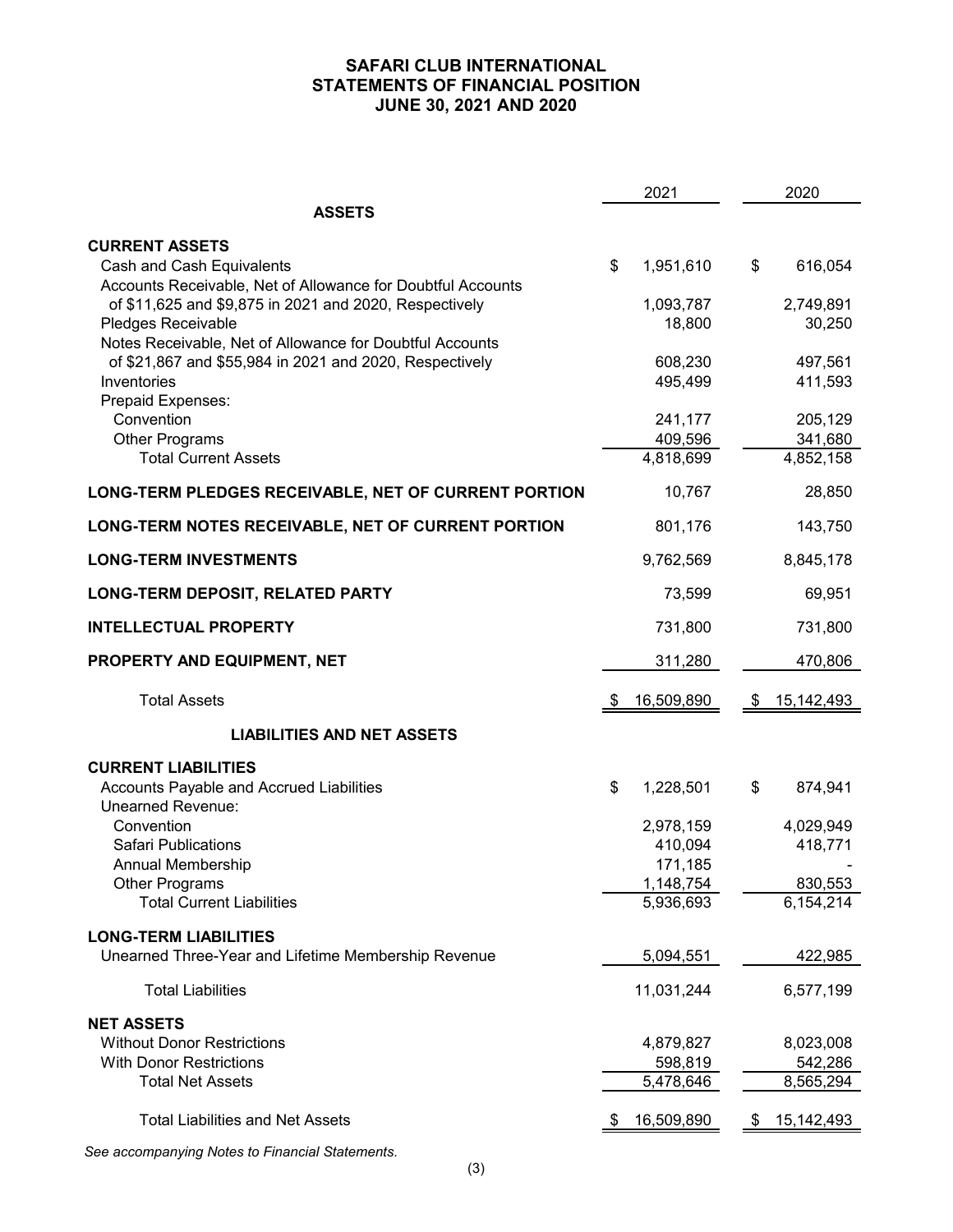# SAFARI CLUB INTERNATIONAL
## STATEMENTS OF FINANCIAL POSITION
### JUNE 30, 2021 AND 2020

| | 2021 | 2020 |
|---|---|---|
| **ASSETS** | | |
| **CURRENT ASSETS** | | |
| Cash and Cash Equivalents | $ 1,951,610 | $ 616,054 |
| Accounts Receivable, Net of Allowance for Doubtful Accounts of $11,625 and $9,875 in 2021 and 2020, Respectively | 1,093,787 | 2,749,891 |
| Pledges Receivable | 18,800 | 30,250 |
| Notes Receivable, Net of Allowance for Doubtful Accounts of $21,867 and $55,984 in 2021 and 2020, Respectively | 608,230 | 497,561 |
| Inventories | 495,499 | 411,593 |
| Prepaid Expenses: | | |
| Convention | 241,177 | 205,129 |
| Other Programs | 409,596 | 341,680 |
| Total Current Assets | 4,818,699 | 4,852,158 |
| **LONG-TERM PLEDGES RECEIVABLE, NET OF CURRENT PORTION** | 10,767 | 28,850 |
| **LONG-TERM NOTES RECEIVABLE, NET OF CURRENT PORTION** | 801,176 | 143,750 |
| **LONG-TERM INVESTMENTS** | 9,762,569 | 8,845,178 |
| **LONG-TERM DEPOSIT, RELATED PARTY** | 73,599 | 69,951 |
| **INTELLECTUAL PROPERTY** | 731,800 | 731,800 |
| **PROPERTY AND EQUIPMENT, NET** | 311,280 | 470,806 |
| Total Assets | $ 16,509,890 | $ 15,142,493 |
| **LIABILITIES AND NET ASSETS** | | |
| **CURRENT LIABILITIES** | | |
| Accounts Payable and Accrued Liabilities | $ 1,228,501 | $ 874,941 |
| Unearned Revenue: | | |
| Convention | 2,978,159 | 4,029,949 |
| Safari Publications | 410,094 | 418,771 |
| Annual Membership | 171,185 | - |
| Other Programs | 1,148,754 | 830,553 |
| Total Current Liabilities | 5,936,693 | 6,154,214 |
| **LONG-TERM LIABILITIES** | | |
| Unearned Three-Year and Lifetime Membership Revenue | 5,094,551 | 422,985 |
| Total Liabilities | 11,031,244 | 6,577,199 |
| **NET ASSETS** | | |
| Without Donor Restrictions | 4,879,827 | 8,023,008 |
| With Donor Restrictions | 598,819 | 542,286 |
| Total Net Assets | 5,478,646 | 8,565,294 |
| Total Liabilities and Net Assets | $ 16,509,890 | $ 15,142,493 |

*See accompanying Notes to Financial Statements.*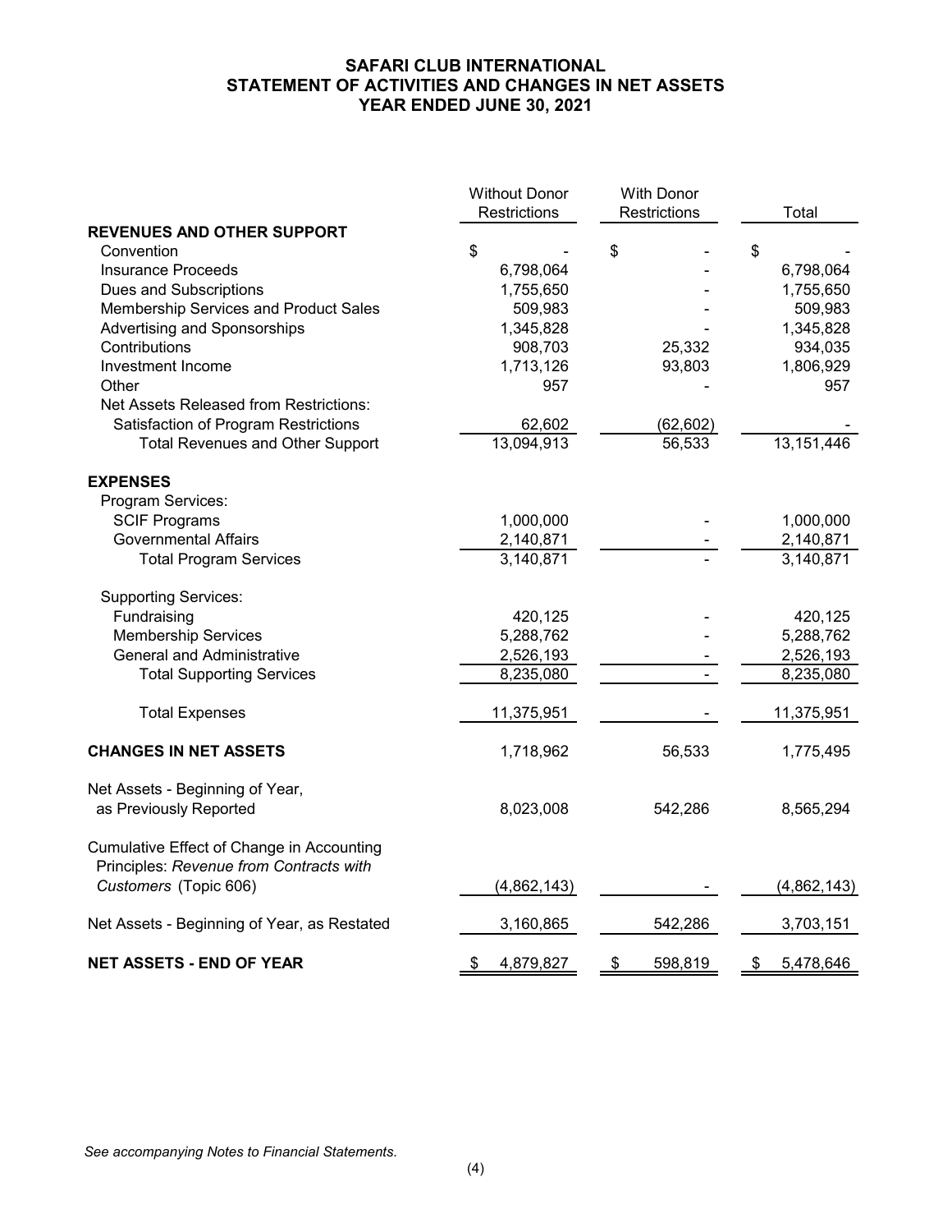# SAFARI CLUB INTERNATIONAL
## STATEMENT OF ACTIVITIES AND CHANGES IN NET ASSETS
## YEAR ENDED JUNE 30, 2021

| | Without Donor Restrictions | With Donor Restrictions | Total |
|---|---|---|---|
| **REVENUES AND OTHER SUPPORT** | | | |
| Convention | $ - | $ - | $ - |
| Insurance Proceeds | 6,798,064 | - | 6,798,064 |
| Dues and Subscriptions | 1,755,650 | - | 1,755,650 |
| Membership Services and Product Sales | 509,983 | - | 509,983 |
| Advertising and Sponsorships | 1,345,828 | - | 1,345,828 |
| Contributions | 908,703 | 25,332 | 934,035 |
| Investment Income | 1,713,126 | 93,803 | 1,806,929 |
| Other | 957 | - | 957 |
| Net Assets Released from Restrictions: | | | |
| Satisfaction of Program Restrictions | 62,602 | (62,602) | - |
| Total Revenues and Other Support | 13,094,913 | 56,533 | 13,151,446 |
| **EXPENSES** | | | |
| Program Services: | | | |
| SCIF Programs | 1,000,000 | - | 1,000,000 |
| Governmental Affairs | 2,140,871 | - | 2,140,871 |
| Total Program Services | 3,140,871 | - | 3,140,871 |
| Supporting Services: | | | |
| Fundraising | 420,125 | - | 420,125 |
| Membership Services | 5,288,762 | - | 5,288,762 |
| General and Administrative | 2,526,193 | - | 2,526,193 |
| Total Supporting Services | 8,235,080 | - | 8,235,080 |
| Total Expenses | 11,375,951 | - | 11,375,951 |
| **CHANGES IN NET ASSETS** | 1,718,962 | 56,533 | 1,775,495 |
| Net Assets - Beginning of Year, as Previously Reported | 8,023,008 | 542,286 | 8,565,294 |
| Cumulative Effect of Change in Accounting Principles: *Revenue from Contracts with Customers* (Topic 606) | (4,862,143) | - | (4,862,143) |
| Net Assets - Beginning of Year, as Restated | 3,160,865 | 542,286 | 3,703,151 |
| **NET ASSETS - END OF YEAR** | $ 4,879,827 | $ 598,819 | $ 5,478,646 |

*See accompanying Notes to Financial Statements.*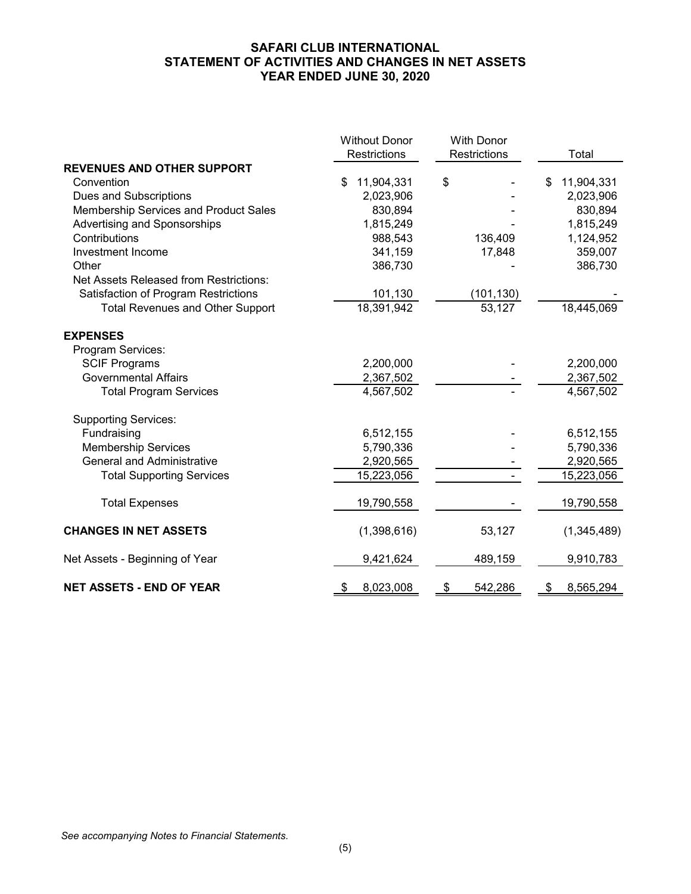# SAFARI CLUB INTERNATIONAL
## STATEMENT OF ACTIVITIES AND CHANGES IN NET ASSETS
### YEAR ENDED JUNE 30, 2020

| | Without Donor Restrictions | With Donor Restrictions | Total |
|---|---|---|---|
| **REVENUES AND OTHER SUPPORT** | | | |
| Convention | $ 11,904,331 | $ - | $ 11,904,331 |
| Dues and Subscriptions | 2,023,906 | - | 2,023,906 |
| Membership Services and Product Sales | 830,894 | - | 830,894 |
| Advertising and Sponsorships | 1,815,249 | - | 1,815,249 |
| Contributions | 988,543 | 136,409 | 1,124,952 |
| Investment Income | 341,159 | 17,848 | 359,007 |
| Other | 386,730 | - | 386,730 |
| Net Assets Released from Restrictions: | | | |
| Satisfaction of Program Restrictions | 101,130 | (101,130) | - |
| Total Revenues and Other Support | 18,391,942 | 53,127 | 18,445,069 |
| **EXPENSES** | | | |
| Program Services: | | | |
| SCIF Programs | 2,200,000 | - | 2,200,000 |
| Governmental Affairs | 2,367,502 | - | 2,367,502 |
| Total Program Services | 4,567,502 | - | 4,567,502 |
| Supporting Services: | | | |
| Fundraising | 6,512,155 | - | 6,512,155 |
| Membership Services | 5,790,336 | - | 5,790,336 |
| General and Administrative | 2,920,565 | - | 2,920,565 |
| Total Supporting Services | 15,223,056 | - | 15,223,056 |
| Total Expenses | 19,790,558 | - | 19,790,558 |
| **CHANGES IN NET ASSETS** | (1,398,616) | 53,127 | (1,345,489) |
| Net Assets - Beginning of Year | 9,421,624 | 489,159 | 9,910,783 |
| **NET ASSETS - END OF YEAR** | $ 8,023,008 | $ 542,286 | $ 8,565,294 |

*See accompanying Notes to Financial Statements.*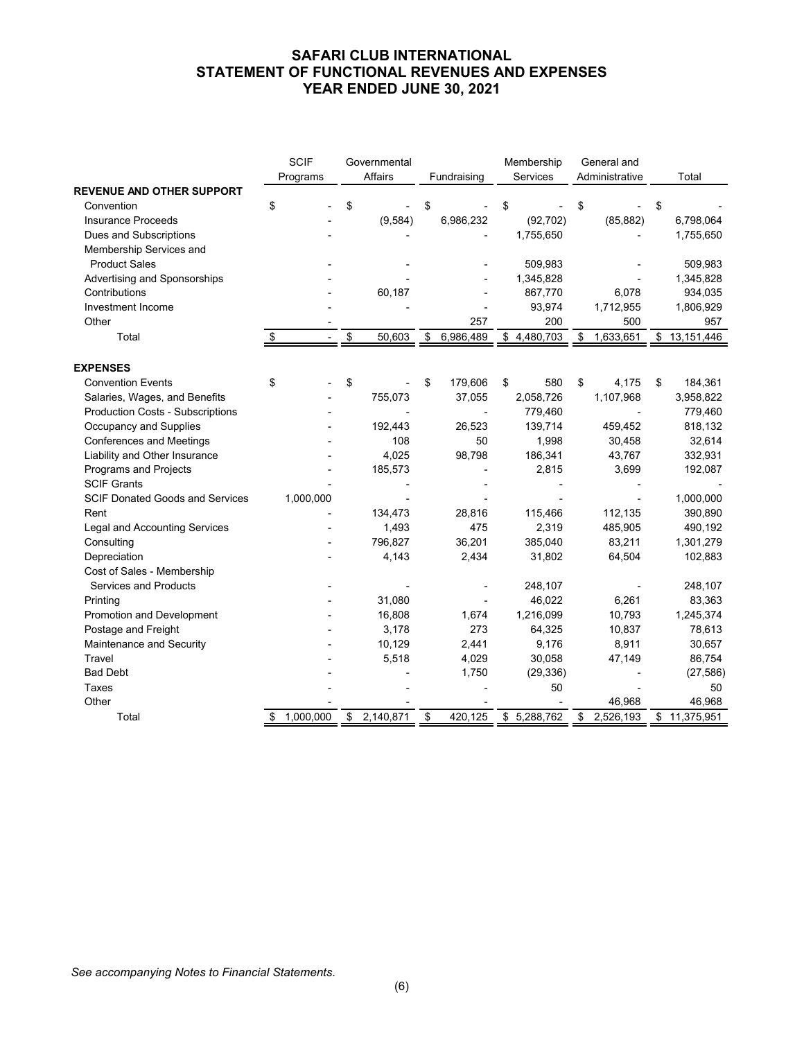# SAFARI CLUB INTERNATIONAL
# STATEMENT OF FUNCTIONAL REVENUES AND EXPENSES
# YEAR ENDED JUNE 30, 2021

| | SCIF Programs | Governmental Affairs | Fundraising | Membership Services | General and Administrative | Total |
|---|---|---|---|---|---|---|
| **REVENUE AND OTHER SUPPORT** | | | | | | |
| Convention | $ - | $ - | $ - | $ - | $ - | $ - |
| Insurance Proceeds | - | (9,584) | 6,986,232 | (92,702) | (85,882) | 6,798,064 |
| Dues and Subscriptions | - | - | - | 1,755,650 | - | 1,755,650 |
| Membership Services and Product Sales | - | - | - | 509,983 | - | 509,983 |
| Advertising and Sponsorships | - | - | - | 1,345,828 | - | 1,345,828 |
| Contributions | - | 60,187 | - | 867,770 | 6,078 | 934,035 |
| Investment Income | - | - | - | 93,974 | 1,712,955 | 1,806,929 |
| Other | - | - | 257 | 200 | 500 | 957 |
| Total | $ - | $ 50,603 | $ 6,986,489 | $ 4,480,703 | $ 1,633,651 | $ 13,151,446 |
| **EXPENSES** | | | | | | |
| Convention Events | $ - | $ - | $ 179,606 | $ 580 | $ 4,175 | $ 184,361 |
| Salaries, Wages, and Benefits | - | 755,073 | 37,055 | 2,058,726 | 1,107,968 | 3,958,822 |
| Production Costs - Subscriptions | - | - | - | 779,460 | - | 779,460 |
| Occupancy and Supplies | - | 192,443 | 26,523 | 139,714 | 459,452 | 818,132 |
| Conferences and Meetings | - | 108 | 50 | 1,998 | 30,458 | 32,614 |
| Liability and Other Insurance | - | 4,025 | 98,798 | 186,341 | 43,767 | 332,931 |
| Programs and Projects | - | 185,573 | - | 2,815 | 3,699 | 192,087 |
| SCIF Grants | - | - | - | - | - | - |
| SCIF Donated Goods and Services | 1,000,000 | - | - | - | - | 1,000,000 |
| Rent | - | 134,473 | 28,816 | 115,466 | 112,135 | 390,890 |
| Legal and Accounting Services | - | 1,493 | 475 | 2,319 | 485,905 | 490,192 |
| Consulting | - | 796,827 | 36,201 | 385,040 | 83,211 | 1,301,279 |
| Depreciation | - | 4,143 | 2,434 | 31,802 | 64,504 | 102,883 |
| Cost of Sales - Membership Services and Products | - | - | - | 248,107 | - | 248,107 |
| Printing | - | 31,080 | - | 46,022 | 6,261 | 83,363 |
| Promotion and Development | - | 16,808 | 1,674 | 1,216,099 | 10,793 | 1,245,374 |
| Postage and Freight | - | 3,178 | 273 | 64,325 | 10,837 | 78,613 |
| Maintenance and Security | - | 10,129 | 2,441 | 9,176 | 8,911 | 30,657 |
| Travel | - | 5,518 | 4,029 | 30,058 | 47,149 | 86,754 |
| Bad Debt | - | - | 1,750 | (29,336) | - | (27,586) |
| Taxes | - | - | - | 50 | - | 50 |
| Other | - | - | - | - | 46,968 | 46,968 |
| Total | $ 1,000,000 | $ 2,140,871 | $ 420,125 | $ 5,288,762 | $ 2,526,193 | $ 11,375,951 |

*See accompanying Notes to Financial Statements.*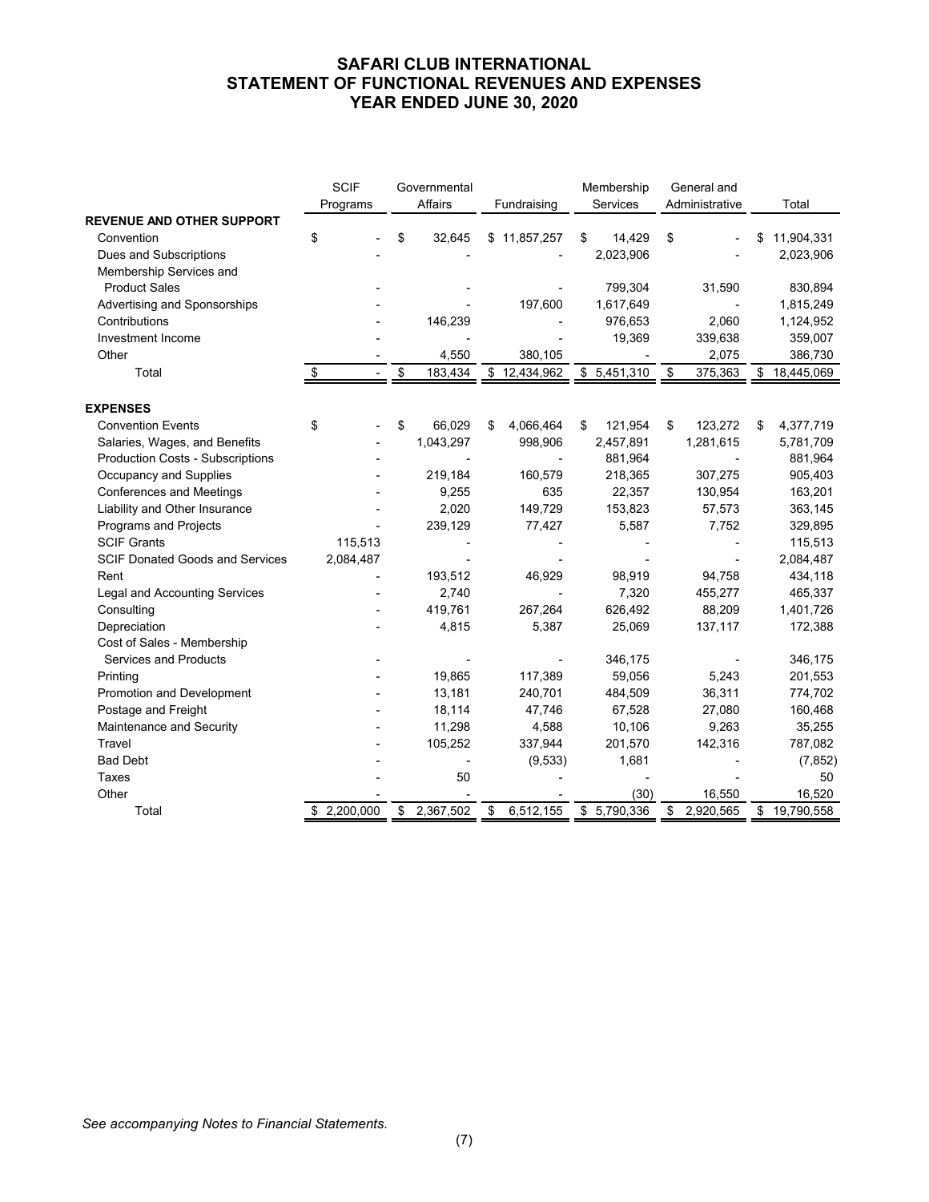# SAFARI CLUB INTERNATIONAL
## STATEMENT OF FUNCTIONAL REVENUES AND EXPENSES
## YEAR ENDED JUNE 30, 2020

| | SCIF Programs | Governmental Affairs | Fundraising | Membership Services | General and Administrative | Total |
|---|---|---|---|---|---|---|
| **REVENUE AND OTHER SUPPORT** | | | | | | |
| Convention | $ - | $ 32,645 | $ 11,857,257 | $ 14,429 | $ - | $ 11,904,331 |
| Dues and Subscriptions | - | - | - | 2,023,906 | - | 2,023,906 |
| Membership Services and Product Sales | - | - | - | 799,304 | 31,590 | 830,894 |
| Advertising and Sponsorships | - | - | 197,600 | 1,617,649 | - | 1,815,249 |
| Contributions | - | 146,239 | - | 976,653 | 2,060 | 1,124,952 |
| Investment Income | - | - | - | 19,369 | 339,638 | 359,007 |
| Other | - | 4,550 | 380,105 | - | 2,075 | 386,730 |
| Total | $ - | $ 183,434 | $ 12,434,962 | $ 5,451,310 | $ 375,363 | $ 18,445,069 |
| **EXPENSES** | | | | | | |
| Convention Events | $ - | $ 66,029 | $ 4,066,464 | $ 121,954 | $ 123,272 | $ 4,377,719 |
| Salaries, Wages, and Benefits | - | 1,043,297 | 998,906 | 2,457,891 | 1,281,615 | 5,781,709 |
| Production Costs - Subscriptions | - | - | - | 881,964 | - | 881,964 |
| Occupancy and Supplies | - | 219,184 | 160,579 | 218,365 | 307,275 | 905,403 |
| Conferences and Meetings | - | 9,255 | 635 | 22,357 | 130,954 | 163,201 |
| Liability and Other Insurance | - | 2,020 | 149,729 | 153,823 | 57,573 | 363,145 |
| Programs and Projects | - | 239,129 | 77,427 | 5,587 | 7,752 | 329,895 |
| SCIF Grants | 115,513 | - | - | - | - | 115,513 |
| SCIF Donated Goods and Services | 2,084,487 | - | - | - | - | 2,084,487 |
| Rent | - | 193,512 | 46,929 | 98,919 | 94,758 | 434,118 |
| Legal and Accounting Services | - | 2,740 | - | 7,320 | 455,277 | 465,337 |
| Consulting | - | 419,761 | 267,264 | 626,492 | 88,209 | 1,401,726 |
| Depreciation | - | 4,815 | 5,387 | 25,069 | 137,117 | 172,388 |
| Cost of Sales - Membership Services and Products | - | - | - | 346,175 | - | 346,175 |
| Printing | - | 19,865 | 117,389 | 59,056 | 5,243 | 201,553 |
| Promotion and Development | - | 13,181 | 240,701 | 484,509 | 36,311 | 774,702 |
| Postage and Freight | - | 18,114 | 47,746 | 67,528 | 27,080 | 160,468 |
| Maintenance and Security | - | 11,298 | 4,588 | 10,106 | 9,263 | 35,255 |
| Travel | - | 105,252 | 337,944 | 201,570 | 142,316 | 787,082 |
| Bad Debt | - | - | (9,533) | 1,681 | - | (7,852) |
| Taxes | - | 50 | - | - | - | 50 |
| Other | - | - | - | (30) | 16,550 | 16,520 |
| Total | $ 2,200,000 | $ 2,367,502 | $ 6,512,155 | $ 5,790,336 | $ 2,920,565 | $ 19,790,558 |

*See accompanying Notes to Financial Statements.*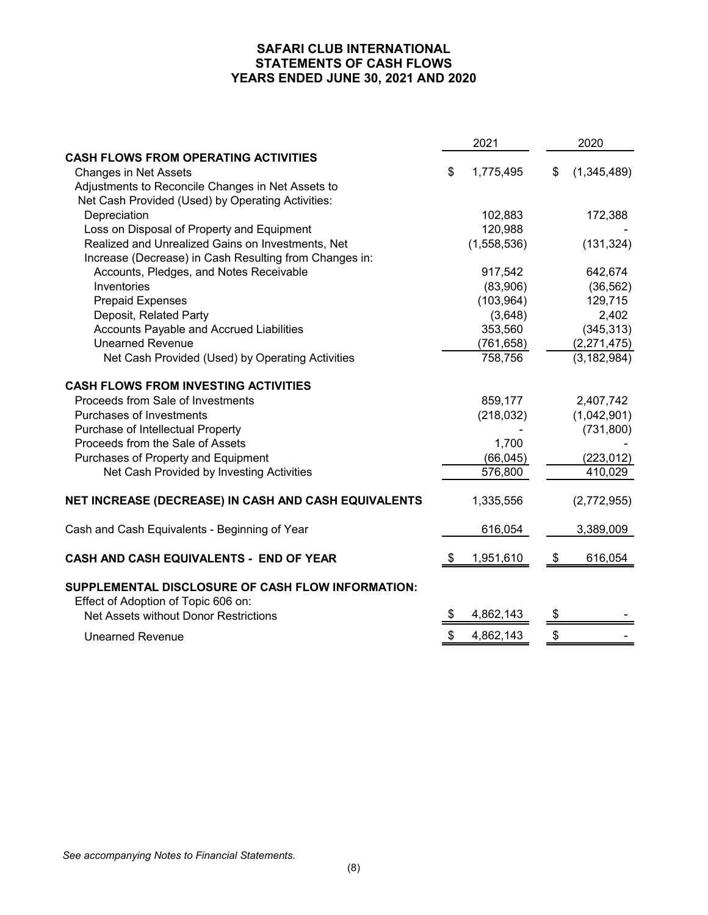# SAFARI CLUB INTERNATIONAL
## STATEMENTS OF CASH FLOWS
## YEARS ENDED JUNE 30, 2021 AND 2020

| | 2021 | 2020 |
|---|---|---|
| **CASH FLOWS FROM OPERATING ACTIVITIES** | | |
| Changes in Net Assets | $ 1,775,495 | $ (1,345,489) |
| Adjustments to Reconcile Changes in Net Assets to Net Cash Provided (Used) by Operating Activities: | | |
| Depreciation | 102,883 | 172,388 |
| Loss on Disposal of Property and Equipment | 120,988 | - |
| Realized and Unrealized Gains on Investments, Net | (1,558,536) | (131,324) |
| Increase (Decrease) in Cash Resulting from Changes in: | | |
| Accounts, Pledges, and Notes Receivable | 917,542 | 642,674 |
| Inventories | (83,906) | (36,562) |
| Prepaid Expenses | (103,964) | 129,715 |
| Deposit, Related Party | (3,648) | 2,402 |
| Accounts Payable and Accrued Liabilities | 353,560 | (345,313) |
| Unearned Revenue | (761,658) | (2,271,475) |
| Net Cash Provided (Used) by Operating Activities | 758,756 | (3,182,984) |
| **CASH FLOWS FROM INVESTING ACTIVITIES** | | |
| Proceeds from Sale of Investments | 859,177 | 2,407,742 |
| Purchases of Investments | (218,032) | (1,042,901) |
| Purchase of Intellectual Property | - | (731,800) |
| Proceeds from the Sale of Assets | 1,700 | - |
| Purchases of Property and Equipment | (66,045) | (223,012) |
| Net Cash Provided by Investing Activities | 576,800 | 410,029 |
| **NET INCREASE (DECREASE) IN CASH AND CASH EQUIVALENTS** | 1,335,556 | (2,772,955) |
| Cash and Cash Equivalents - Beginning of Year | 616,054 | 3,389,009 |
| **CASH AND CASH EQUIVALENTS - END OF YEAR** | $ 1,951,610 | $ 616,054 |
| **SUPPLEMENTAL DISCLOSURE OF CASH FLOW INFORMATION:** | | |
| Effect of Adoption of Topic 606 on: | | |
| Net Assets without Donor Restrictions | $ 4,862,143 | $ - |
| Unearned Revenue | $ 4,862,143 | $ - |

*See accompanying Notes to Financial Statements.*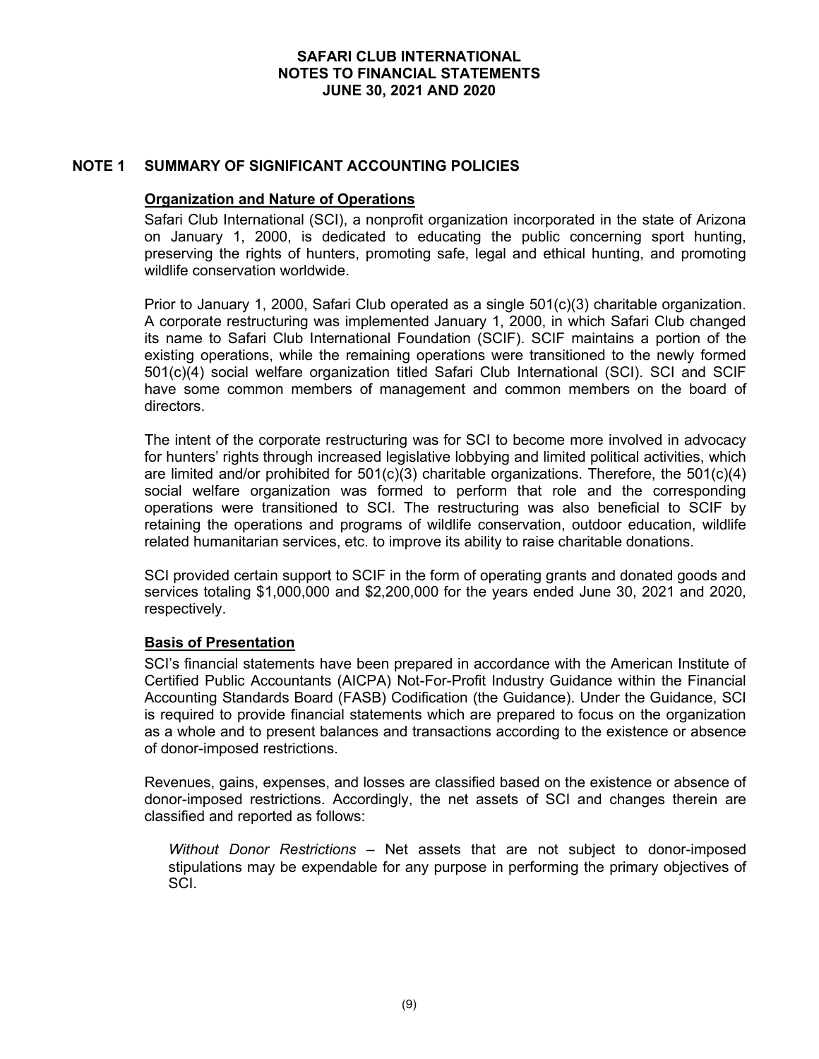# SAFARI CLUB INTERNATIONAL
## NOTES TO FINANCIAL STATEMENTS
## JUNE 30, 2021 AND 2020

## NOTE 1 SUMMARY OF SIGNIFICANT ACCOUNTING POLICIES

### Organization and Nature of Operations

Safari Club International (SCI), a nonprofit organization incorporated in the state of Arizona on January 1, 2000, is dedicated to educating the public concerning sport hunting, preserving the rights of hunters, promoting safe, legal and ethical hunting, and promoting wildlife conservation worldwide.

Prior to January 1, 2000, Safari Club operated as a single 501(c)(3) charitable organization. A corporate restructuring was implemented January 1, 2000, in which Safari Club changed its name to Safari Club International Foundation (SCIF). SCIF maintains a portion of the existing operations, while the remaining operations were transitioned to the newly formed 501(c)(4) social welfare organization titled Safari Club International (SCI). SCI and SCIF have some common members of management and common members on the board of directors.

The intent of the corporate restructuring was for SCI to become more involved in advocacy for hunters' rights through increased legislative lobbying and limited political activities, which are limited and/or prohibited for 501(c)(3) charitable organizations. Therefore, the 501(c)(4) social welfare organization was formed to perform that role and the corresponding operations were transitioned to SCI. The restructuring was also beneficial to SCIF by retaining the operations and programs of wildlife conservation, outdoor education, wildlife related humanitarian services, etc. to improve its ability to raise charitable donations.

SCI provided certain support to SCIF in the form of operating grants and donated goods and services totaling $1,000,000 and $2,200,000 for the years ended June 30, 2021 and 2020, respectively.

### Basis of Presentation

SCI's financial statements have been prepared in accordance with the American Institute of Certified Public Accountants (AICPA) Not-For-Profit Industry Guidance within the Financial Accounting Standards Board (FASB) Codification (the Guidance). Under the Guidance, SCI is required to provide financial statements which are prepared to focus on the organization as a whole and to present balances and transactions according to the existence or absence of donor-imposed restrictions.

Revenues, gains, expenses, and losses are classified based on the existence or absence of donor-imposed restrictions. Accordingly, the net assets of SCI and changes therein are classified and reported as follows:

*Without Donor Restrictions* – Net assets that are not subject to donor-imposed stipulations may be expendable for any purpose in performing the primary objectives of SCI.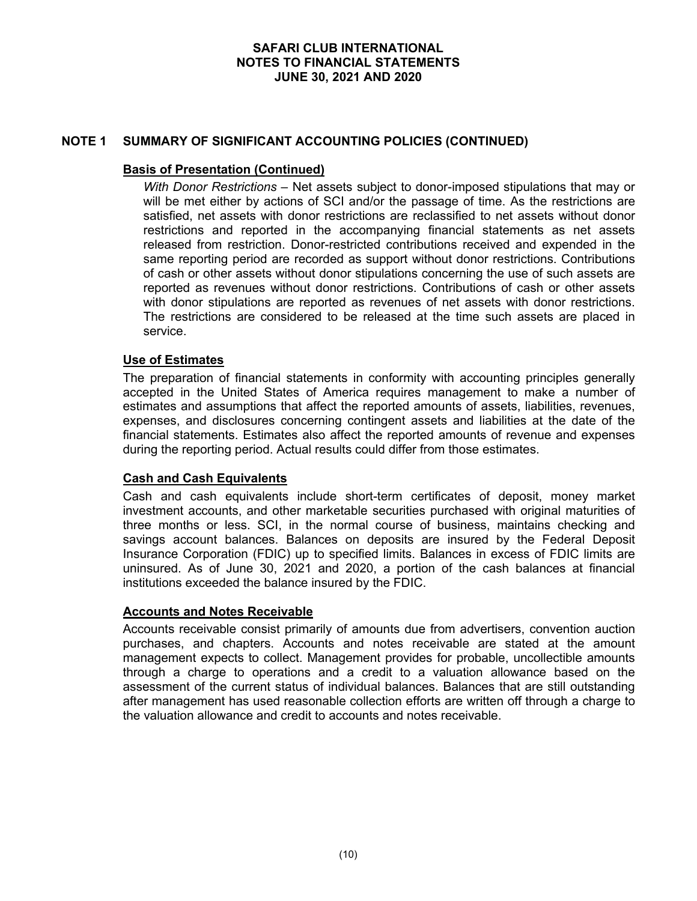## NOTE 1 SUMMARY OF SIGNIFICANT ACCOUNTING POLICIES (CONTINUED)

### Basis of Presentation (Continued)

*With Donor Restrictions* – Net assets subject to donor-imposed stipulations that may or will be met either by actions of SCI and/or the passage of time. As the restrictions are satisfied, net assets with donor restrictions are reclassified to net assets without donor restrictions and reported in the accompanying financial statements as net assets released from restriction. Donor-restricted contributions received and expended in the same reporting period are recorded as support without donor restrictions. Contributions of cash or other assets without donor stipulations concerning the use of such assets are reported as revenues without donor restrictions. Contributions of cash or other assets with donor stipulations are reported as revenues of net assets with donor restrictions. The restrictions are considered to be released at the time such assets are placed in service.

### Use of Estimates

The preparation of financial statements in conformity with accounting principles generally accepted in the United States of America requires management to make a number of estimates and assumptions that affect the reported amounts of assets, liabilities, revenues, expenses, and disclosures concerning contingent assets and liabilities at the date of the financial statements. Estimates also affect the reported amounts of revenue and expenses during the reporting period. Actual results could differ from those estimates.

### Cash and Cash Equivalents

Cash and cash equivalents include short-term certificates of deposit, money market investment accounts, and other marketable securities purchased with original maturities of three months or less. SCI, in the normal course of business, maintains checking and savings account balances. Balances on deposits are insured by the Federal Deposit Insurance Corporation (FDIC) up to specified limits. Balances in excess of FDIC limits are uninsured. As of June 30, 2021 and 2020, a portion of the cash balances at financial institutions exceeded the balance insured by the FDIC.

### Accounts and Notes Receivable

Accounts receivable consist primarily of amounts due from advertisers, convention auction purchases, and chapters. Accounts and notes receivable are stated at the amount management expects to collect. Management provides for probable, uncollectible amounts through a charge to operations and a credit to a valuation allowance based on the assessment of the current status of individual balances. Balances that are still outstanding after management has used reasonable collection efforts are written off through a charge to the valuation allowance and credit to accounts and notes receivable.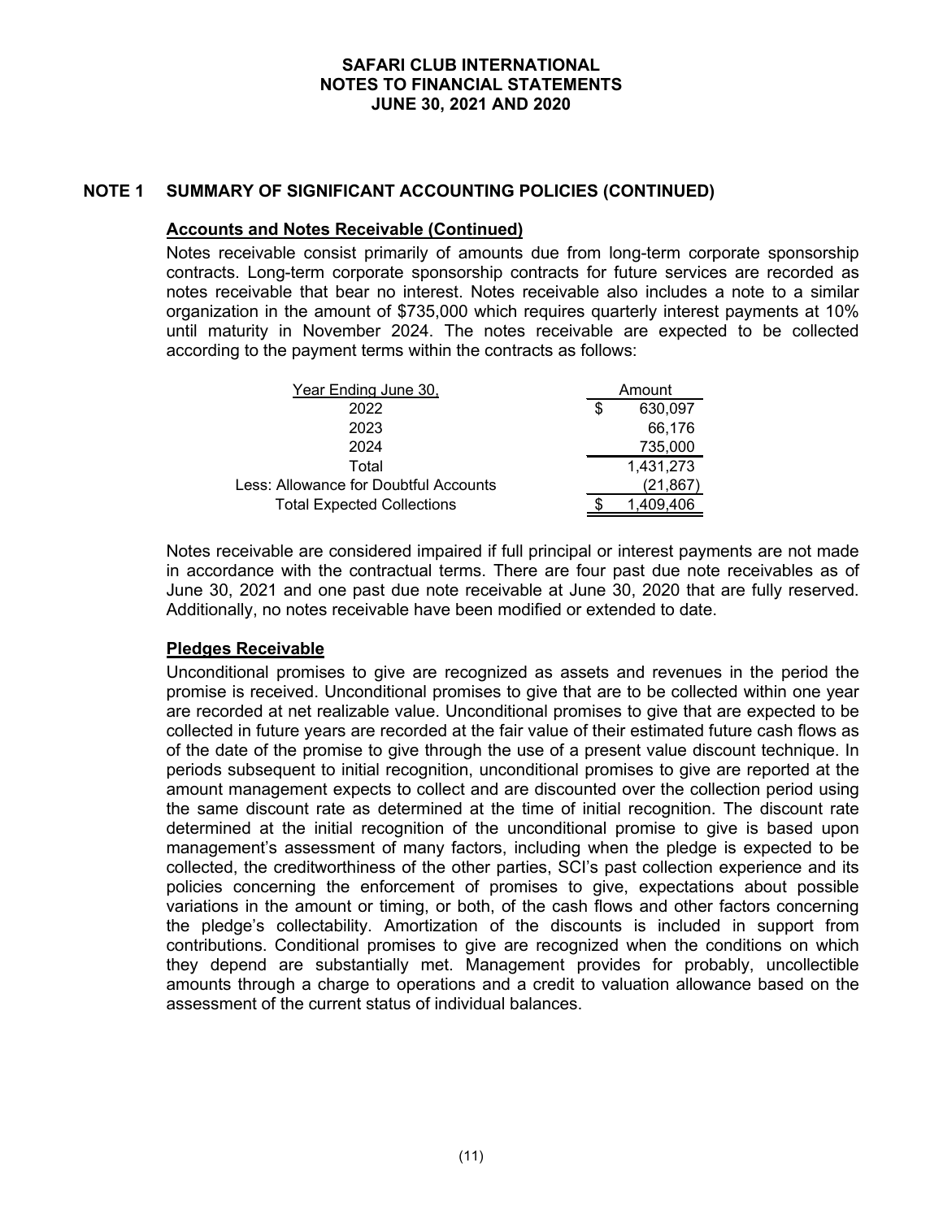## NOTE 1 SUMMARY OF SIGNIFICANT ACCOUNTING POLICIES (CONTINUED)

### Accounts and Notes Receivable (Continued)

Notes receivable consist primarily of amounts due from long-term corporate sponsorship contracts. Long-term corporate sponsorship contracts for future services are recorded as notes receivable that bear no interest. Notes receivable also includes a note to a similar organization in the amount of $735,000 which requires quarterly interest payments at 10% until maturity in November 2024. The notes receivable are expected to be collected according to the payment terms within the contracts as follows:

| Year Ending June 30, | Amount |
|---|---|
| 2022 | $ 630,097 |
| 2023 | 66,176 |
| 2024 | 735,000 |
| Total | 1,431,273 |
| Less: Allowance for Doubtful Accounts | (21,867) |
| Total Expected Collections | $ 1,409,406 |

Notes receivable are considered impaired if full principal or interest payments are not made in accordance with the contractual terms. There are four past due note receivables as of June 30, 2021 and one past due note receivable at June 30, 2020 that are fully reserved. Additionally, no notes receivable have been modified or extended to date.

### Pledges Receivable

Unconditional promises to give are recognized as assets and revenues in the period the promise is received. Unconditional promises to give that are to be collected within one year are recorded at net realizable value. Unconditional promises to give that are expected to be collected in future years are recorded at the fair value of their estimated future cash flows as of the date of the promise to give through the use of a present value discount technique. In periods subsequent to initial recognition, unconditional promises to give are reported at the amount management expects to collect and are discounted over the collection period using the same discount rate as determined at the time of initial recognition. The discount rate determined at the initial recognition of the unconditional promise to give is based upon management's assessment of many factors, including when the pledge is expected to be collected, the creditworthiness of the other parties, SCI's past collection experience and its policies concerning the enforcement of promises to give, expectations about possible variations in the amount or timing, or both, of the cash flows and other factors concerning the pledge's collectability. Amortization of the discounts is included in support from contributions. Conditional promises to give are recognized when the conditions on which they depend are substantially met. Management provides for probably, uncollectible amounts through a charge to operations and a credit to valuation allowance based on the assessment of the current status of individual balances.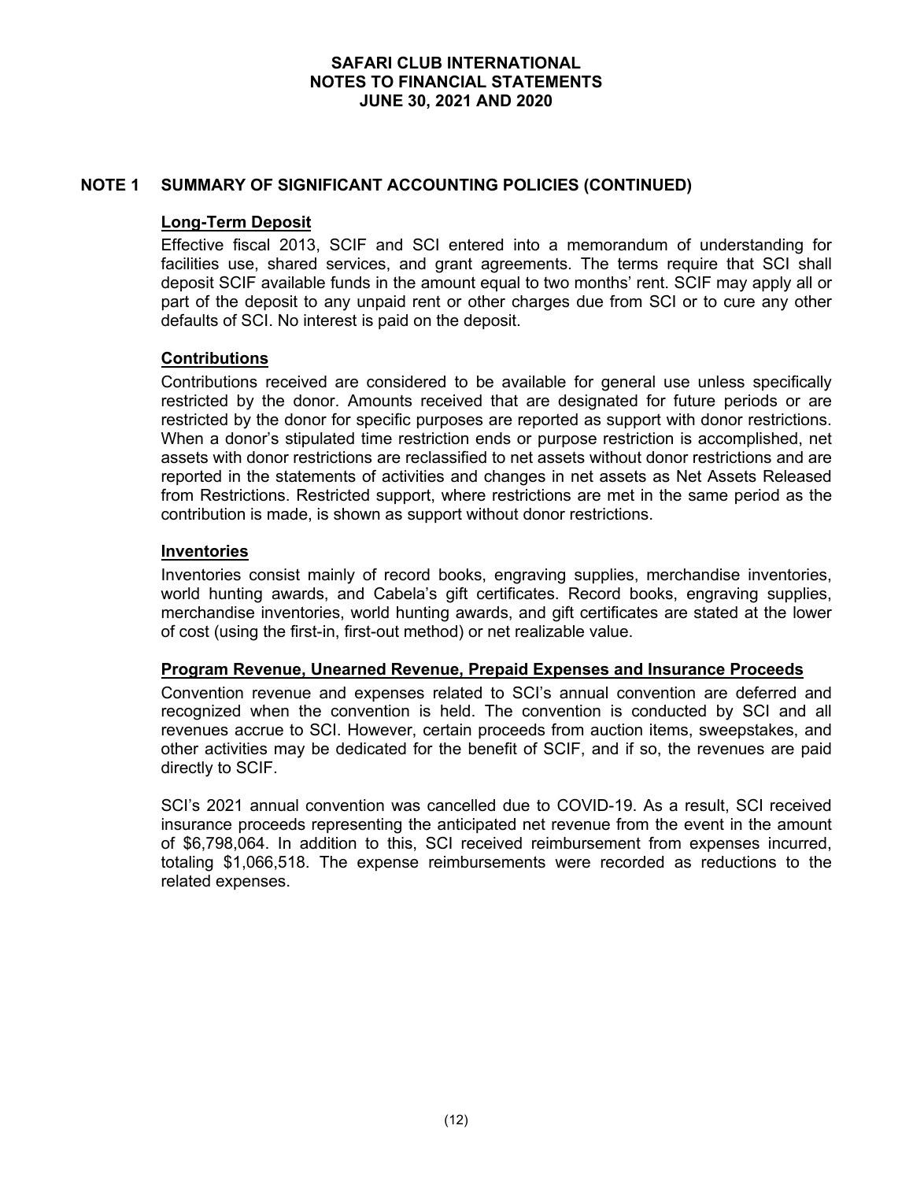## NOTE 1 SUMMARY OF SIGNIFICANT ACCOUNTING POLICIES (CONTINUED)

### Long-Term Deposit

Effective fiscal 2013, SCIF and SCI entered into a memorandum of understanding for facilities use, shared services, and grant agreements. The terms require that SCI shall deposit SCIF available funds in the amount equal to two months' rent. SCIF may apply all or part of the deposit to any unpaid rent or other charges due from SCI or to cure any other defaults of SCI. No interest is paid on the deposit.

### Contributions

Contributions received are considered to be available for general use unless specifically restricted by the donor. Amounts received that are designated for future periods or are restricted by the donor for specific purposes are reported as support with donor restrictions. When a donor's stipulated time restriction ends or purpose restriction is accomplished, net assets with donor restrictions are reclassified to net assets without donor restrictions and are reported in the statements of activities and changes in net assets as Net Assets Released from Restrictions. Restricted support, where restrictions are met in the same period as the contribution is made, is shown as support without donor restrictions.

### Inventories

Inventories consist mainly of record books, engraving supplies, merchandise inventories, world hunting awards, and Cabela's gift certificates. Record books, engraving supplies, merchandise inventories, world hunting awards, and gift certificates are stated at the lower of cost (using the first-in, first-out method) or net realizable value.

### Program Revenue, Unearned Revenue, Prepaid Expenses and Insurance Proceeds

Convention revenue and expenses related to SCI's annual convention are deferred and recognized when the convention is held. The convention is conducted by SCI and all revenues accrue to SCI. However, certain proceeds from auction items, sweepstakes, and other activities may be dedicated for the benefit of SCIF, and if so, the revenues are paid directly to SCIF.

SCI's 2021 annual convention was cancelled due to COVID-19. As a result, SCI received insurance proceeds representing the anticipated net revenue from the event in the amount of $6,798,064. In addition to this, SCI received reimbursement from expenses incurred, totaling $1,066,518. The expense reimbursements were recorded as reductions to the related expenses.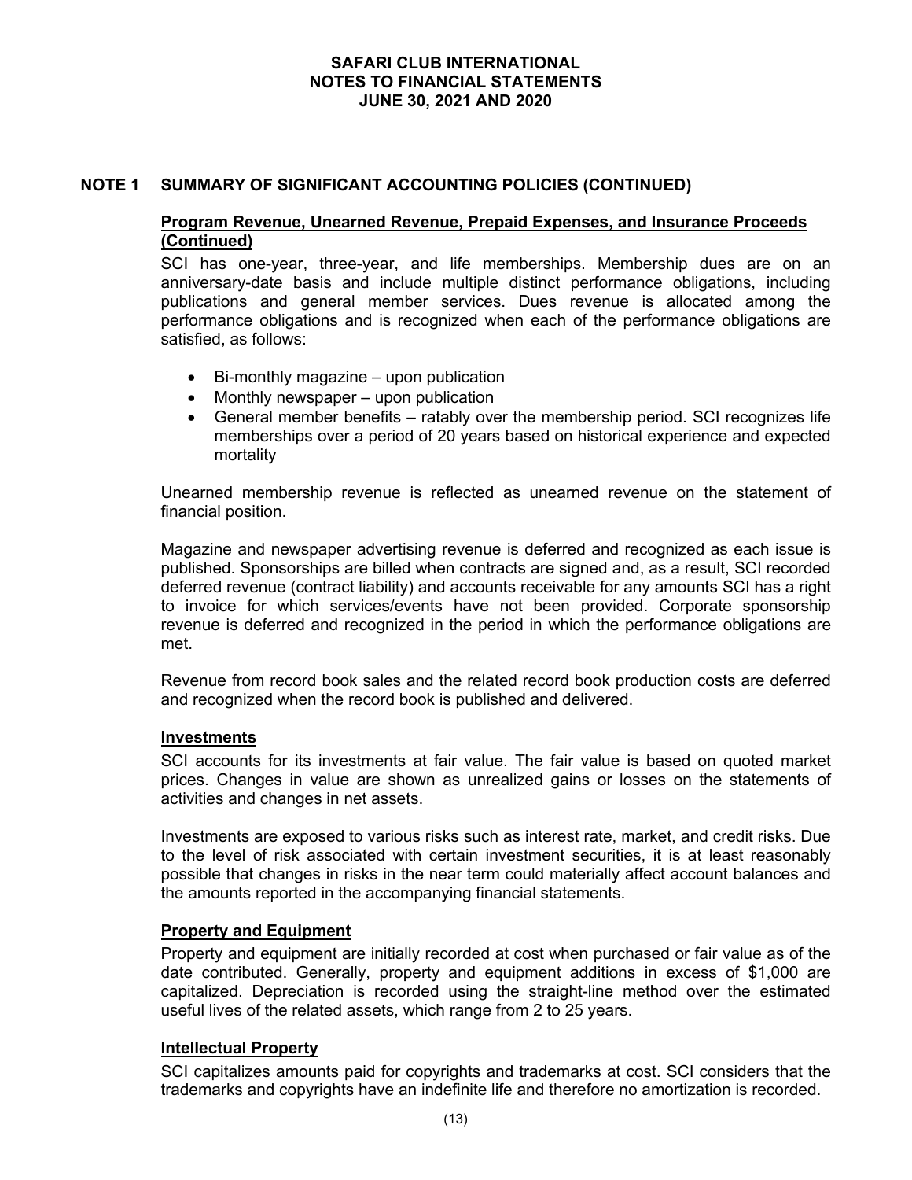## NOTE 1 SUMMARY OF SIGNIFICANT ACCOUNTING POLICIES (CONTINUED)

### Program Revenue, Unearned Revenue, Prepaid Expenses, and Insurance Proceeds (Continued)

SCI has one-year, three-year, and life memberships. Membership dues are on an anniversary-date basis and include multiple distinct performance obligations, including publications and general member services. Dues revenue is allocated among the performance obligations and is recognized when each of the performance obligations are satisfied, as follows:

- Bi-monthly magazine – upon publication
- Monthly newspaper – upon publication
- General member benefits – ratably over the membership period. SCI recognizes life memberships over a period of 20 years based on historical experience and expected mortality

Unearned membership revenue is reflected as unearned revenue on the statement of financial position.

Magazine and newspaper advertising revenue is deferred and recognized as each issue is published. Sponsorships are billed when contracts are signed and, as a result, SCI recorded deferred revenue (contract liability) and accounts receivable for any amounts SCI has a right to invoice for which services/events have not been provided. Corporate sponsorship revenue is deferred and recognized in the period in which the performance obligations are met.

Revenue from record book sales and the related record book production costs are deferred and recognized when the record book is published and delivered.

### Investments

SCI accounts for its investments at fair value. The fair value is based on quoted market prices. Changes in value are shown as unrealized gains or losses on the statements of activities and changes in net assets.

Investments are exposed to various risks such as interest rate, market, and credit risks. Due to the level of risk associated with certain investment securities, it is at least reasonably possible that changes in risks in the near term could materially affect account balances and the amounts reported in the accompanying financial statements.

### Property and Equipment

Property and equipment are initially recorded at cost when purchased or fair value as of the date contributed. Generally, property and equipment additions in excess of $1,000 are capitalized. Depreciation is recorded using the straight-line method over the estimated useful lives of the related assets, which range from 2 to 25 years.

### Intellectual Property

SCI capitalizes amounts paid for copyrights and trademarks at cost. SCI considers that the trademarks and copyrights have an indefinite life and therefore no amortization is recorded.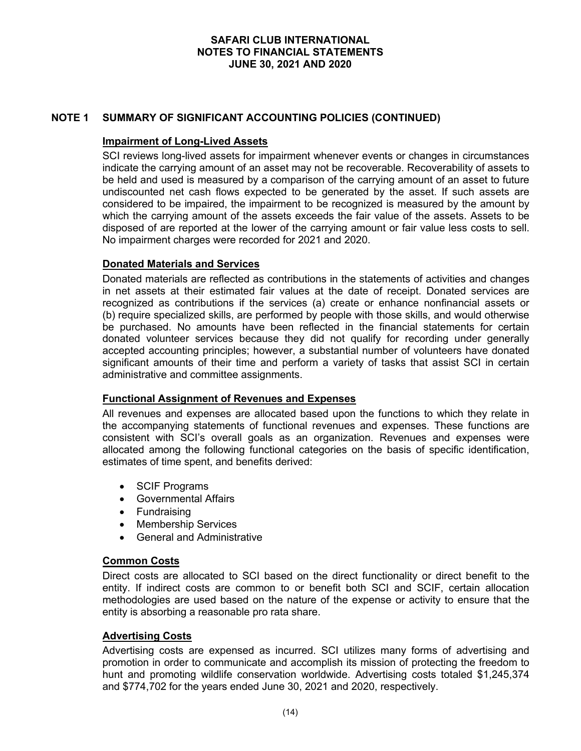## NOTE 1 SUMMARY OF SIGNIFICANT ACCOUNTING POLICIES (CONTINUED)

### Impairment of Long-Lived Assets

SCI reviews long-lived assets for impairment whenever events or changes in circumstances indicate the carrying amount of an asset may not be recoverable. Recoverability of assets to be held and used is measured by a comparison of the carrying amount of an asset to future undiscounted net cash flows expected to be generated by the asset. If such assets are considered to be impaired, the impairment to be recognized is measured by the amount by which the carrying amount of the assets exceeds the fair value of the assets. Assets to be disposed of are reported at the lower of the carrying amount or fair value less costs to sell. No impairment charges were recorded for 2021 and 2020.

### Donated Materials and Services

Donated materials are reflected as contributions in the statements of activities and changes in net assets at their estimated fair values at the date of receipt. Donated services are recognized as contributions if the services (a) create or enhance nonfinancial assets or (b) require specialized skills, are performed by people with those skills, and would otherwise be purchased. No amounts have been reflected in the financial statements for certain donated volunteer services because they did not qualify for recording under generally accepted accounting principles; however, a substantial number of volunteers have donated significant amounts of their time and perform a variety of tasks that assist SCI in certain administrative and committee assignments.

### Functional Assignment of Revenues and Expenses

All revenues and expenses are allocated based upon the functions to which they relate in the accompanying statements of functional revenues and expenses. These functions are consistent with SCI's overall goals as an organization. Revenues and expenses were allocated among the following functional categories on the basis of specific identification, estimates of time spent, and benefits derived:

- SCIF Programs
- Governmental Affairs
- Fundraising
- Membership Services
- General and Administrative

### Common Costs

Direct costs are allocated to SCI based on the direct functionality or direct benefit to the entity. If indirect costs are common to or benefit both SCI and SCIF, certain allocation methodologies are used based on the nature of the expense or activity to ensure that the entity is absorbing a reasonable pro rata share.

### Advertising Costs

Advertising costs are expensed as incurred. SCI utilizes many forms of advertising and promotion in order to communicate and accomplish its mission of protecting the freedom to hunt and promoting wildlife conservation worldwide. Advertising costs totaled $1,245,374 and $774,702 for the years ended June 30, 2021 and 2020, respectively.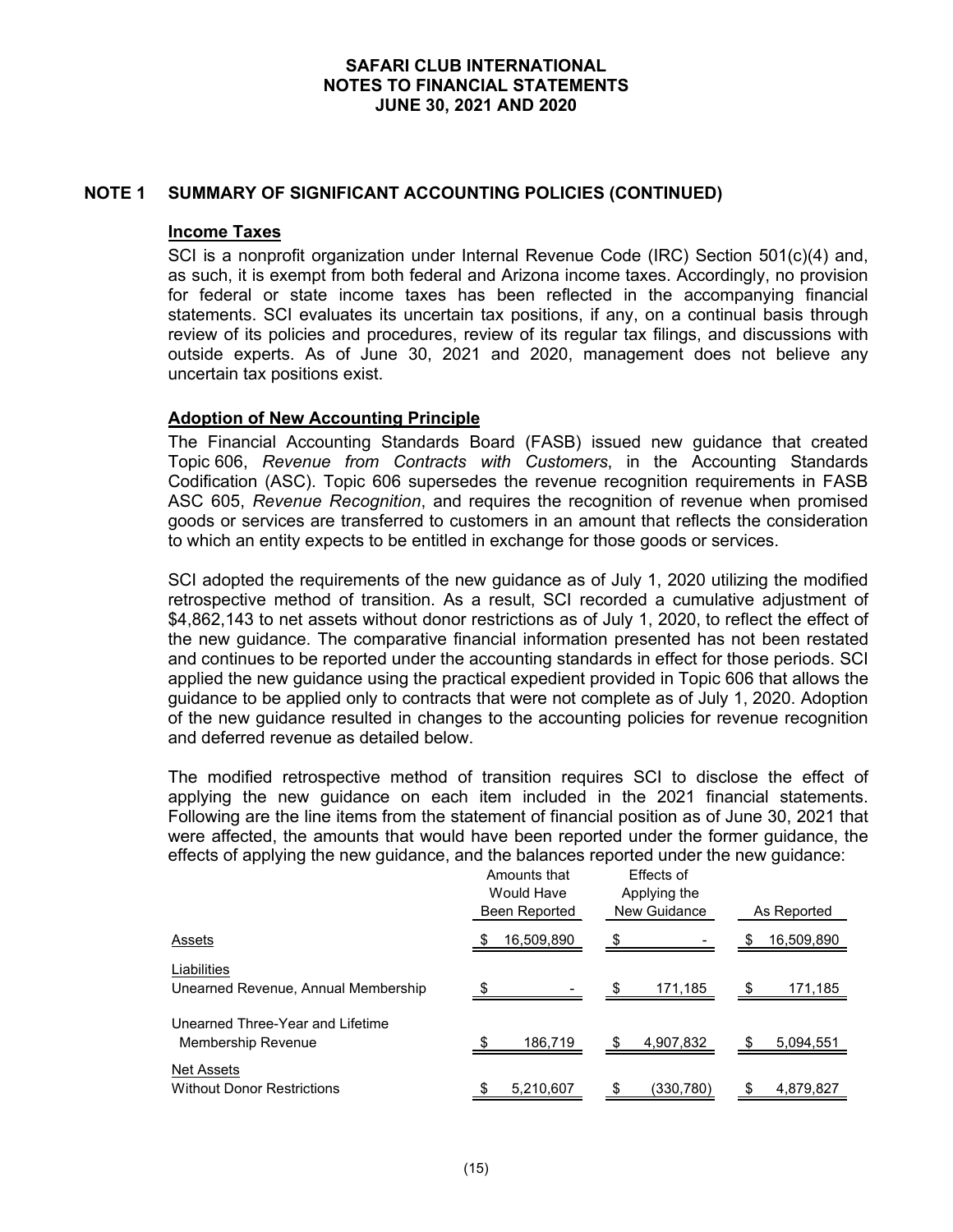# SAFARI CLUB INTERNATIONAL
## NOTES TO FINANCIAL STATEMENTS
## JUNE 30, 2021 AND 2020

## NOTE 1 SUMMARY OF SIGNIFICANT ACCOUNTING POLICIES (CONTINUED)

### Income Taxes

SCI is a nonprofit organization under Internal Revenue Code (IRC) Section 501(c)(4) and, as such, it is exempt from both federal and Arizona income taxes. Accordingly, no provision for federal or state income taxes has been reflected in the accompanying financial statements. SCI evaluates its uncertain tax positions, if any, on a continual basis through review of its policies and procedures, review of its regular tax filings, and discussions with outside experts. As of June 30, 2021 and 2020, management does not believe any uncertain tax positions exist.

### Adoption of New Accounting Principle

The Financial Accounting Standards Board (FASB) issued new guidance that created Topic 606, *Revenue from Contracts with Customers*, in the Accounting Standards Codification (ASC). Topic 606 supersedes the revenue recognition requirements in FASB ASC 605, *Revenue Recognition*, and requires the recognition of revenue when promised goods or services are transferred to customers in an amount that reflects the consideration to which an entity expects to be entitled in exchange for those goods or services.

SCI adopted the requirements of the new guidance as of July 1, 2020 utilizing the modified retrospective method of transition. As a result, SCI recorded a cumulative adjustment of $4,862,143 to net assets without donor restrictions as of July 1, 2020, to reflect the effect of the new guidance. The comparative financial information presented has not been restated and continues to be reported under the accounting standards in effect for those periods. SCI applied the new guidance using the practical expedient provided in Topic 606 that allows the guidance to be applied only to contracts that were not complete as of July 1, 2020. Adoption of the new guidance resulted in changes to the accounting policies for revenue recognition and deferred revenue as detailed below.

The modified retrospective method of transition requires SCI to disclose the effect of applying the new guidance on each item included in the 2021 financial statements. Following are the line items from the statement of financial position as of June 30, 2021 that were affected, the amounts that would have been reported under the former guidance, the effects of applying the new guidance, and the balances reported under the new guidance:

| | Amounts that Would Have Been Reported | Effects of Applying the New Guidance | As Reported |
|---|---|---|---|
| Assets | $ 16,509,890 | $ - | $ 16,509,890 |
| Liabilities | | | |
| Unearned Revenue, Annual Membership | $ - | $ 171,185 | $ 171,185 |
| Unearned Three-Year and Lifetime Membership Revenue | $ 186,719 | $ 4,907,832 | $ 5,094,551 |
| Net Assets | | | |
| Without Donor Restrictions | $ 5,210,607 | $ (330,780) | $ 4,879,827 |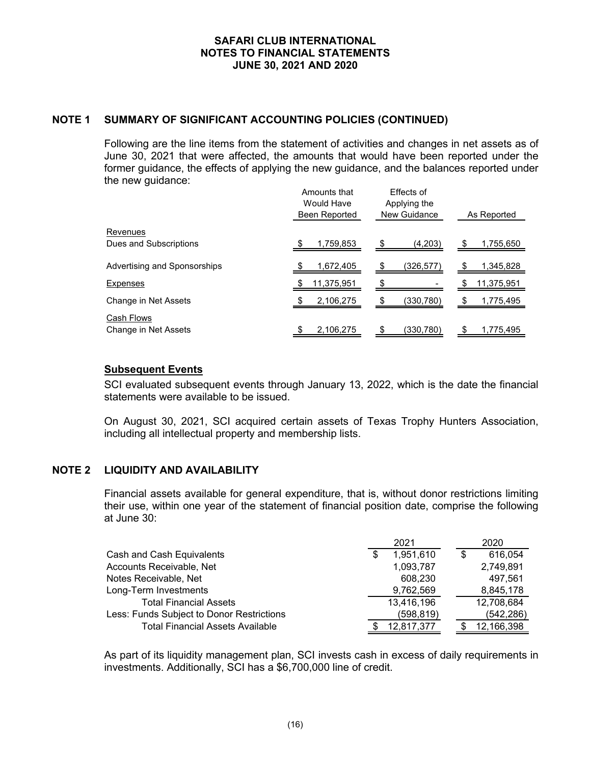## NOTE 1 SUMMARY OF SIGNIFICANT ACCOUNTING POLICIES (CONTINUED)

Following are the line items from the statement of activities and changes in net assets as of June 30, 2021 that were affected, the amounts that would have been reported under the former guidance, the effects of applying the new guidance, and the balances reported under the new guidance:

| | Amounts that Would Have Been Reported | Effects of Applying the New Guidance | As Reported |
|---|---|---|---|
| Revenues | | | |
| Dues and Subscriptions | $ 1,759,853 | $ (4,203) | $ 1,755,650 |
| Advertising and Sponsorships | $ 1,672,405 | $ (326,577) | $ 1,345,828 |
| Expenses | $ 11,375,951 | $ - | $ 11,375,951 |
| Change in Net Assets | $ 2,106,275 | $ (330,780) | $ 1,775,495 |
| Cash Flows | | | |
| Change in Net Assets | $ 2,106,275 | $ (330,780) | $ 1,775,495 |

### Subsequent Events

SCI evaluated subsequent events through January 13, 2022, which is the date the financial statements were available to be issued.

On August 30, 2021, SCI acquired certain assets of Texas Trophy Hunters Association, including all intellectual property and membership lists.

## NOTE 2 LIQUIDITY AND AVAILABILITY

Financial assets available for general expenditure, that is, without donor restrictions limiting their use, within one year of the statement of financial position date, comprise the following at June 30:

| | 2021 | 2020 |
|---|---|---|
| Cash and Cash Equivalents | $ 1,951,610 | $ 616,054 |
| Accounts Receivable, Net | 1,093,787 | 2,749,891 |
| Notes Receivable, Net | 608,230 | 497,561 |
| Long-Term Investments | 9,762,569 | 8,845,178 |
| Total Financial Assets | 13,416,196 | 12,708,684 |
| Less: Funds Subject to Donor Restrictions | (598,819) | (542,286) |
| Total Financial Assets Available | $ 12,817,377 | $ 12,166,398 |

As part of its liquidity management plan, SCI invests cash in excess of daily requirements in investments. Additionally, SCI has a $6,700,000 line of credit.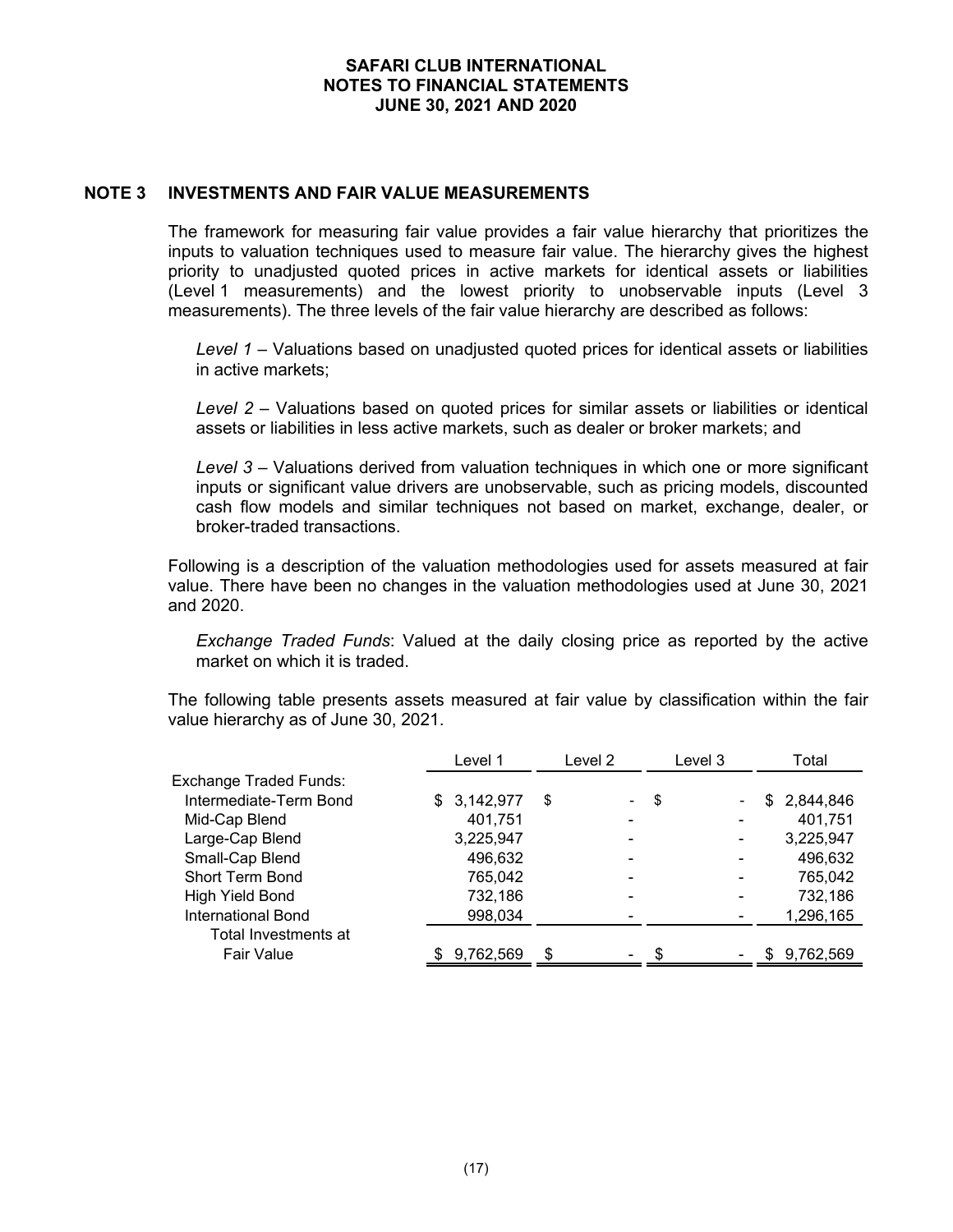# NOTE 3 INVESTMENTS AND FAIR VALUE MEASUREMENTS

The framework for measuring fair value provides a fair value hierarchy that prioritizes the inputs to valuation techniques used to measure fair value. The hierarchy gives the highest priority to unadjusted quoted prices in active markets for identical assets or liabilities (Level 1 measurements) and the lowest priority to unobservable inputs (Level 3 measurements). The three levels of the fair value hierarchy are described as follows:

*Level 1* – Valuations based on unadjusted quoted prices for identical assets or liabilities in active markets;

*Level 2* – Valuations based on quoted prices for similar assets or liabilities or identical assets or liabilities in less active markets, such as dealer or broker markets; and

*Level 3* – Valuations derived from valuation techniques in which one or more significant inputs or significant value drivers are unobservable, such as pricing models, discounted cash flow models and similar techniques not based on market, exchange, dealer, or broker-traded transactions.

Following is a description of the valuation methodologies used for assets measured at fair value. There have been no changes in the valuation methodologies used at June 30, 2021 and 2020.

*Exchange Traded Funds*: Valued at the daily closing price as reported by the active market on which it is traded.

The following table presents assets measured at fair value by classification within the fair value hierarchy as of June 30, 2021.

| | Level 1 | Level 2 | Level 3 | Total |
|---|---|---|---|---|
| Exchange Traded Funds: | | | | |
| Intermediate-Term Bond | $ 3,142,977 | $ - | $ - | $ 2,844,846 |
| Mid-Cap Blend | 401,751 | - | - | 401,751 |
| Large-Cap Blend | 3,225,947 | - | - | 3,225,947 |
| Small-Cap Blend | 496,632 | - | - | 496,632 |
| Short Term Bond | 765,042 | - | - | 765,042 |
| High Yield Bond | 732,186 | - | - | 732,186 |
| International Bond | 998,034 | - | - | 1,296,165 |
| Total Investments at Fair Value | $ 9,762,569 | $ - | $ - | $ 9,762,569 |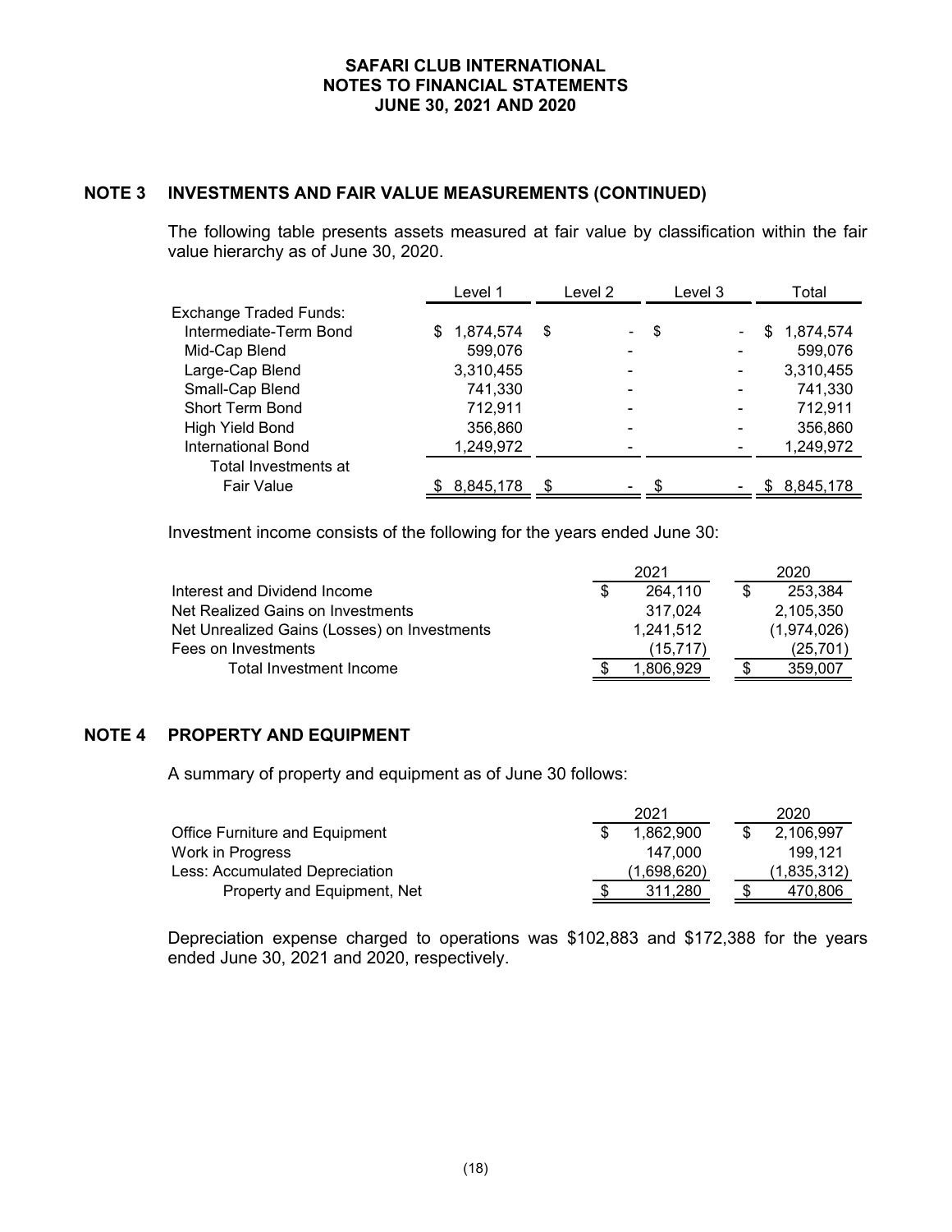## NOTE 3 INVESTMENTS AND FAIR VALUE MEASUREMENTS (CONTINUED)

The following table presents assets measured at fair value by classification within the fair value hierarchy as of June 30, 2020.

| | Level 1 | Level 2 | Level 3 | Total |
|---|---|---|---|---|
| Exchange Traded Funds: | | | | |
| Intermediate-Term Bond | $ 1,874,574 | $ - | $ - | $ 1,874,574 |
| Mid-Cap Blend | 599,076 | - | - | 599,076 |
| Large-Cap Blend | 3,310,455 | - | - | 3,310,455 |
| Small-Cap Blend | 741,330 | - | - | 741,330 |
| Short Term Bond | 712,911 | - | - | 712,911 |
| High Yield Bond | 356,860 | - | - | 356,860 |
| International Bond | 1,249,972 | - | - | 1,249,972 |
| Total Investments at Fair Value | $ 8,845,178 | $ - | $ - | $ 8,845,178 |

Investment income consists of the following for the years ended June 30:

| | 2021 | 2020 |
|---|---|---|
| Interest and Dividend Income | $ 264,110 | $ 253,384 |
| Net Realized Gains on Investments | 317,024 | 2,105,350 |
| Net Unrealized Gains (Losses) on Investments | 1,241,512 | (1,974,026) |
| Fees on Investments | (15,717) | (25,701) |
| Total Investment Income | $ 1,806,929 | $ 359,007 |

## NOTE 4 PROPERTY AND EQUIPMENT

A summary of property and equipment as of June 30 follows:

| | 2021 | 2020 |
|---|---|---|
| Office Furniture and Equipment | $ 1,862,900 | $ 2,106,997 |
| Work in Progress | 147,000 | 199,121 |
| Less: Accumulated Depreciation | (1,698,620) | (1,835,312) |
| Property and Equipment, Net | $ 311,280 | $ 470,806 |

Depreciation expense charged to operations was $102,883 and $172,388 for the years ended June 30, 2021 and 2020, respectively.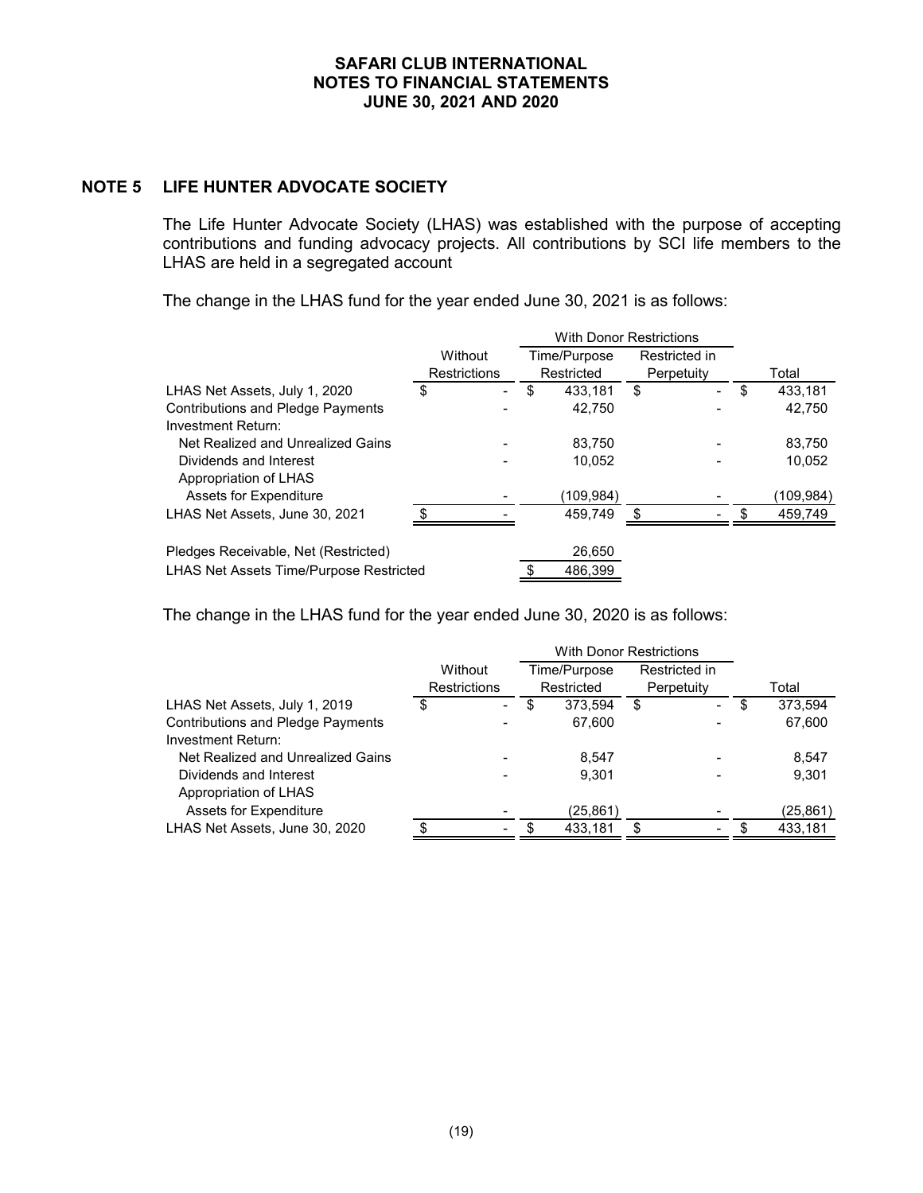## NOTE 5 LIFE HUNTER ADVOCATE SOCIETY

The Life Hunter Advocate Society (LHAS) was established with the purpose of accepting contributions and funding advocacy projects. All contributions by SCI life members to the LHAS are held in a segregated account

The change in the LHAS fund for the year ended June 30, 2021 is as follows:

| | Without Restrictions | With Donor Restrictions | | Total |
|---|---|---|---|---|
| | | Time/Purpose Restricted | Restricted in Perpetuity | |
| LHAS Net Assets, July 1, 2020 | $ - | $ 433,181 | $ - | $ 433,181 |
| Contributions and Pledge Payments | - | 42,750 | - | 42,750 |
| Investment Return: | | | | |
| Net Realized and Unrealized Gains | - | 83,750 | - | 83,750 |
| Dividends and Interest | - | 10,052 | - | 10,052 |
| Appropriation of LHAS Assets for Expenditure | - | (109,984) | - | (109,984) |
| LHAS Net Assets, June 30, 2021 | $ - | 459,749 | $ - | $ 459,749 |
| | | | | |
| Pledges Receivable, Net (Restricted) | | 26,650 | | |
| LHAS Net Assets Time/Purpose Restricted | | $ 486,399 | | |

The change in the LHAS fund for the year ended June 30, 2020 is as follows:

| | Without Restrictions | With Donor Restrictions | | Total |
|---|---|---|---|---|
| | | Time/Purpose Restricted | Restricted in Perpetuity | |
| LHAS Net Assets, July 1, 2019 | $ - | $ 373,594 | $ - | $ 373,594 |
| Contributions and Pledge Payments | - | 67,600 | - | 67,600 |
| Investment Return: | | | | |
| Net Realized and Unrealized Gains | - | 8,547 | - | 8,547 |
| Dividends and Interest | - | 9,301 | - | 9,301 |
| Appropriation of LHAS Assets for Expenditure | - | (25,861) | - | (25,861) |
| LHAS Net Assets, June 30, 2020 | $ - | $ 433,181 | $ - | $ 433,181 |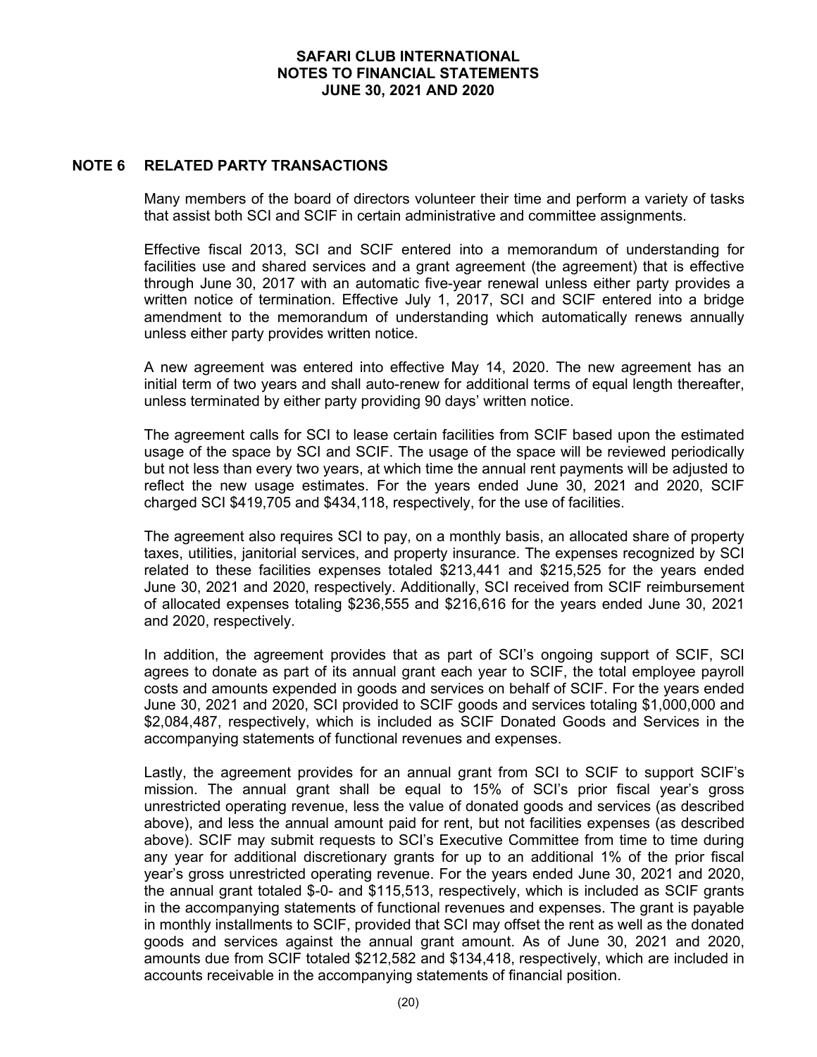## NOTE 6 RELATED PARTY TRANSACTIONS

Many members of the board of directors volunteer their time and perform a variety of tasks that assist both SCI and SCIF in certain administrative and committee assignments.

Effective fiscal 2013, SCI and SCIF entered into a memorandum of understanding for facilities use and shared services and a grant agreement (the agreement) that is effective through June 30, 2017 with an automatic five-year renewal unless either party provides a written notice of termination. Effective July 1, 2017, SCI and SCIF entered into a bridge amendment to the memorandum of understanding which automatically renews annually unless either party provides written notice.

A new agreement was entered into effective May 14, 2020. The new agreement has an initial term of two years and shall auto-renew for additional terms of equal length thereafter, unless terminated by either party providing 90 days' written notice.

The agreement calls for SCI to lease certain facilities from SCIF based upon the estimated usage of the space by SCI and SCIF. The usage of the space will be reviewed periodically but not less than every two years, at which time the annual rent payments will be adjusted to reflect the new usage estimates. For the years ended June 30, 2021 and 2020, SCIF charged SCI $419,705 and $434,118, respectively, for the use of facilities.

The agreement also requires SCI to pay, on a monthly basis, an allocated share of property taxes, utilities, janitorial services, and property insurance. The expenses recognized by SCI related to these facilities expenses totaled $213,441 and $215,525 for the years ended June 30, 2021 and 2020, respectively. Additionally, SCI received from SCIF reimbursement of allocated expenses totaling $236,555 and $216,616 for the years ended June 30, 2021 and 2020, respectively.

In addition, the agreement provides that as part of SCI's ongoing support of SCIF, SCI agrees to donate as part of its annual grant each year to SCIF, the total employee payroll costs and amounts expended in goods and services on behalf of SCIF. For the years ended June 30, 2021 and 2020, SCI provided to SCIF goods and services totaling $1,000,000 and $2,084,487, respectively, which is included as SCIF Donated Goods and Services in the accompanying statements of functional revenues and expenses.

Lastly, the agreement provides for an annual grant from SCI to SCIF to support SCIF's mission. The annual grant shall be equal to 15% of SCI's prior fiscal year's gross unrestricted operating revenue, less the value of donated goods and services (as described above), and less the annual amount paid for rent, but not facilities expenses (as described above). SCIF may submit requests to SCI's Executive Committee from time to time during any year for additional discretionary grants for up to an additional 1% of the prior fiscal year's gross unrestricted operating revenue. For the years ended June 30, 2021 and 2020, the annual grant totaled $-0- and $115,513, respectively, which is included as SCIF grants in the accompanying statements of functional revenues and expenses. The grant is payable in monthly installments to SCIF, provided that SCI may offset the rent as well as the donated goods and services against the annual grant amount. As of June 30, 2021 and 2020, amounts due from SCIF totaled $212,582 and $134,418, respectively, which are included in accounts receivable in the accompanying statements of financial position.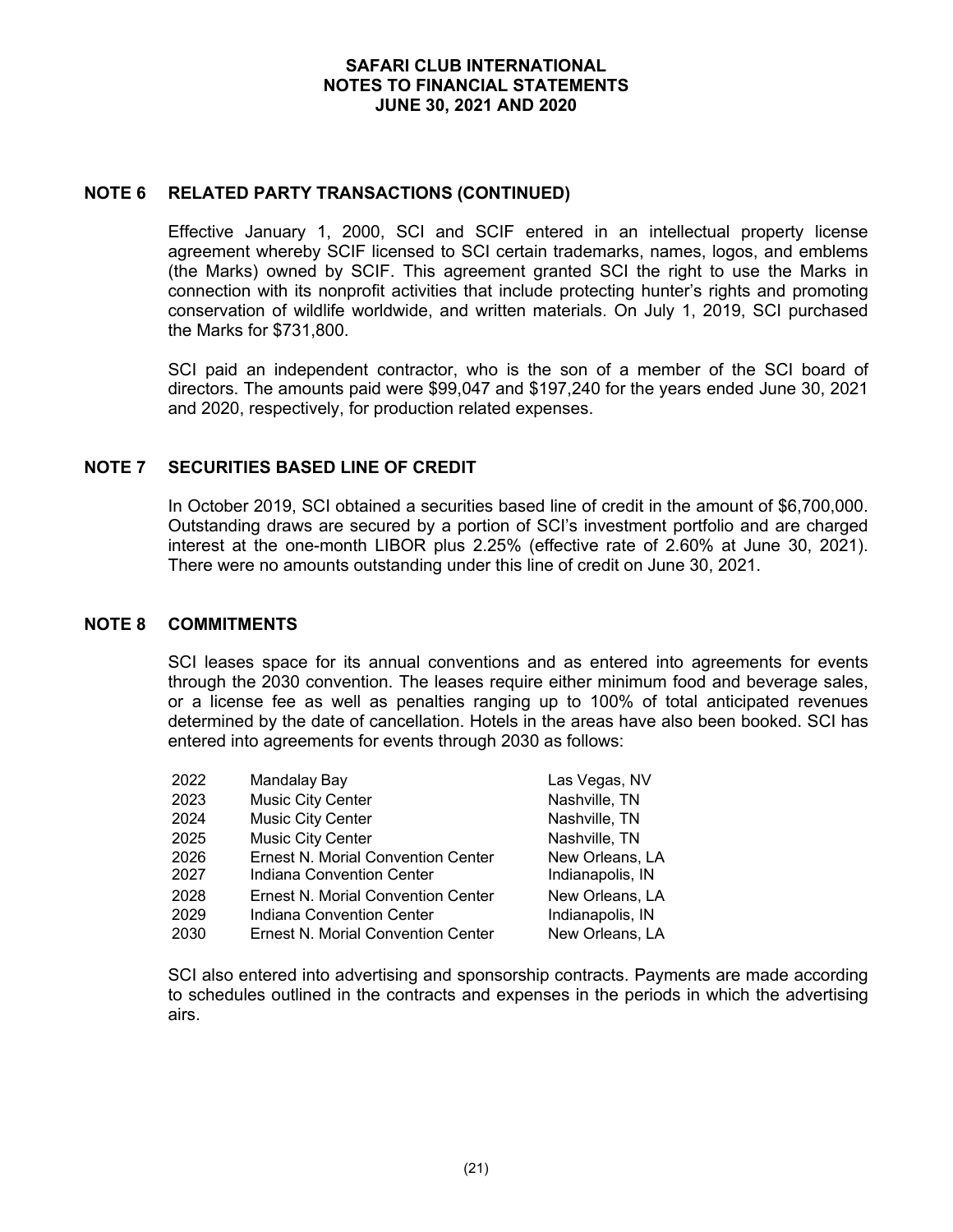## NOTE 6 RELATED PARTY TRANSACTIONS (CONTINUED)

Effective January 1, 2000, SCI and SCIF entered in an intellectual property license agreement whereby SCIF licensed to SCI certain trademarks, names, logos, and emblems (the Marks) owned by SCIF. This agreement granted SCI the right to use the Marks in connection with its nonprofit activities that include protecting hunter's rights and promoting conservation of wildlife worldwide, and written materials. On July 1, 2019, SCI purchased the Marks for $731,800.

SCI paid an independent contractor, who is the son of a member of the SCI board of directors. The amounts paid were $99,047 and $197,240 for the years ended June 30, 2021 and 2020, respectively, for production related expenses.

## NOTE 7 SECURITIES BASED LINE OF CREDIT

In October 2019, SCI obtained a securities based line of credit in the amount of $6,700,000. Outstanding draws are secured by a portion of SCI's investment portfolio and are charged interest at the one-month LIBOR plus 2.25% (effective rate of 2.60% at June 30, 2021). There were no amounts outstanding under this line of credit on June 30, 2021.

## NOTE 8 COMMITMENTS

SCI leases space for its annual conventions and as entered into agreements for events through the 2030 convention. The leases require either minimum food and beverage sales, or a license fee as well as penalties ranging up to 100% of total anticipated revenues determined by the date of cancellation. Hotels in the areas have also been booked. SCI has entered into agreements for events through 2030 as follows:

| | | |
|---|---|---|
| 2022 | Mandalay Bay | Las Vegas, NV |
| 2023 | Music City Center | Nashville, TN |
| 2024 | Music City Center | Nashville, TN |
| 2025 | Music City Center | Nashville, TN |
| 2026 | Ernest N. Morial Convention Center | New Orleans, LA |
| 2027 | Indiana Convention Center | Indianapolis, IN |
| 2028 | Ernest N. Morial Convention Center | New Orleans, LA |
| 2029 | Indiana Convention Center | Indianapolis, IN |
| 2030 | Ernest N. Morial Convention Center | New Orleans, LA |

SCI also entered into advertising and sponsorship contracts. Payments are made according to schedules outlined in the contracts and expenses in the periods in which the advertising airs.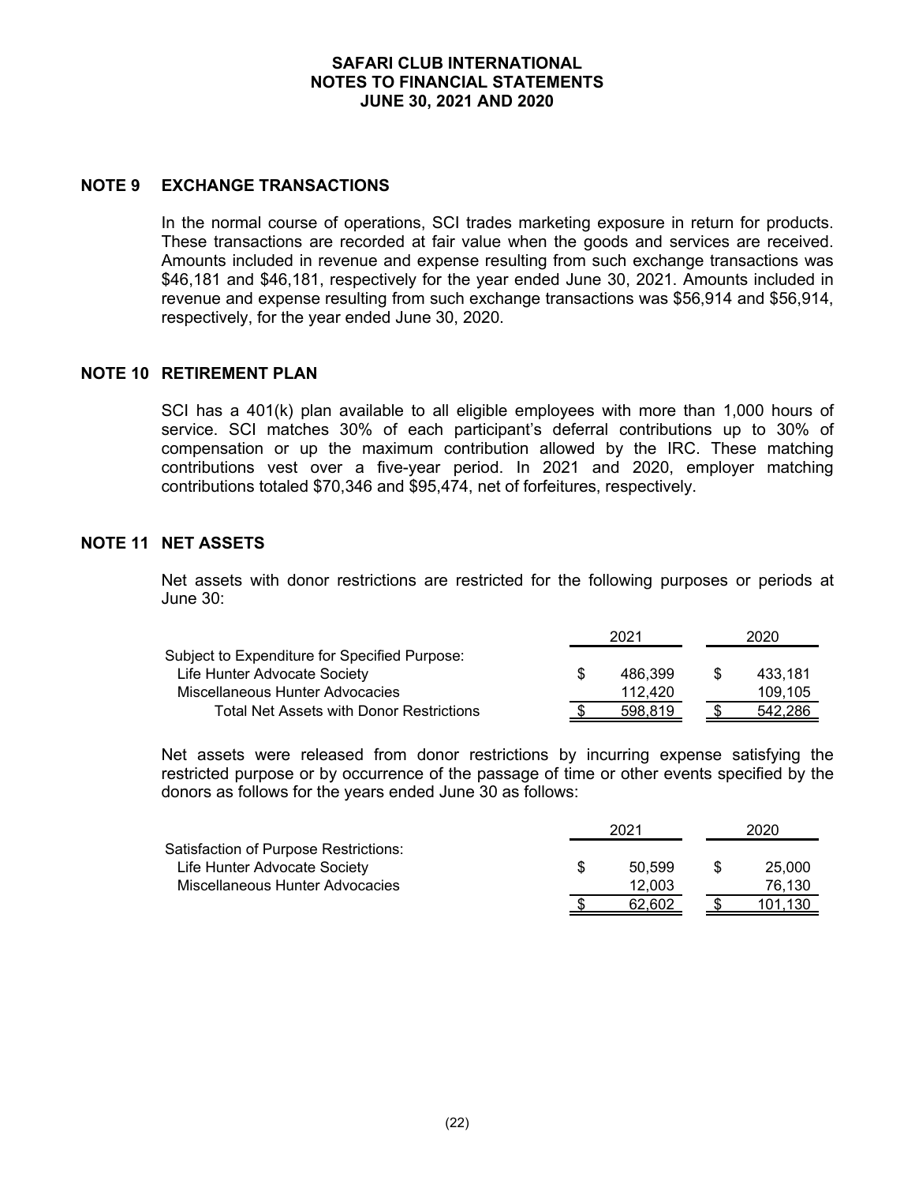## NOTE 9 EXCHANGE TRANSACTIONS

In the normal course of operations, SCI trades marketing exposure in return for products. These transactions are recorded at fair value when the goods and services are received. Amounts included in revenue and expense resulting from such exchange transactions was $46,181 and $46,181, respectively for the year ended June 30, 2021. Amounts included in revenue and expense resulting from such exchange transactions was $56,914 and $56,914, respectively, for the year ended June 30, 2020.

## NOTE 10 RETIREMENT PLAN

SCI has a 401(k) plan available to all eligible employees with more than 1,000 hours of service. SCI matches 30% of each participant's deferral contributions up to 30% of compensation or up the maximum contribution allowed by the IRC. These matching contributions vest over a five-year period. In 2021 and 2020, employer matching contributions totaled $70,346 and $95,474, net of forfeitures, respectively.

## NOTE 11 NET ASSETS

Net assets with donor restrictions are restricted for the following purposes or periods at June 30:

| | 2021 | 2020 |
|---|---|---|
| Subject to Expenditure for Specified Purpose: | | |
| Life Hunter Advocate Society | $ 486,399 | $ 433,181 |
| Miscellaneous Hunter Advocacies | 112,420 | 109,105 |
| Total Net Assets with Donor Restrictions | $ 598,819 | $ 542,286 |

Net assets were released from donor restrictions by incurring expense satisfying the restricted purpose or by occurrence of the passage of time or other events specified by the donors as follows for the years ended June 30 as follows:

| | 2021 | 2020 |
|---|---|---|
| Satisfaction of Purpose Restrictions: | | |
| Life Hunter Advocate Society | $ 50,599 | $ 25,000 |
| Miscellaneous Hunter Advocacies | 12,003 | 76,130 |
| | $ 62,602 | $ 101,130 |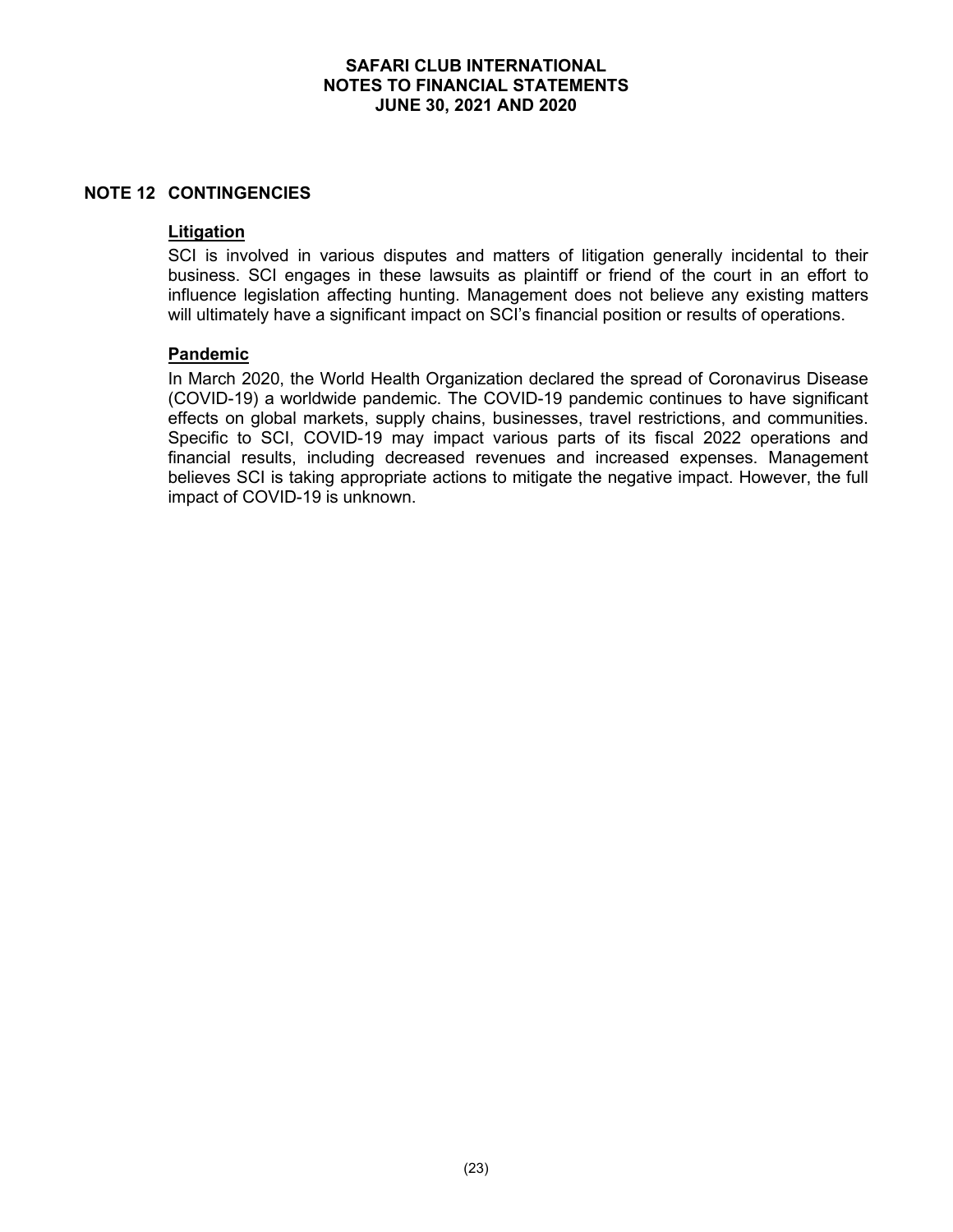## NOTE 12 CONTINGENCIES

### Litigation

SCI is involved in various disputes and matters of litigation generally incidental to their business. SCI engages in these lawsuits as plaintiff or friend of the court in an effort to influence legislation affecting hunting. Management does not believe any existing matters will ultimately have a significant impact on SCI's financial position or results of operations.

### Pandemic

In March 2020, the World Health Organization declared the spread of Coronavirus Disease (COVID-19) a worldwide pandemic. The COVID-19 pandemic continues to have significant effects on global markets, supply chains, businesses, travel restrictions, and communities. Specific to SCI, COVID-19 may impact various parts of its fiscal 2022 operations and financial results, including decreased revenues and increased expenses. Management believes SCI is taking appropriate actions to mitigate the negative impact. However, the full impact of COVID-19 is unknown.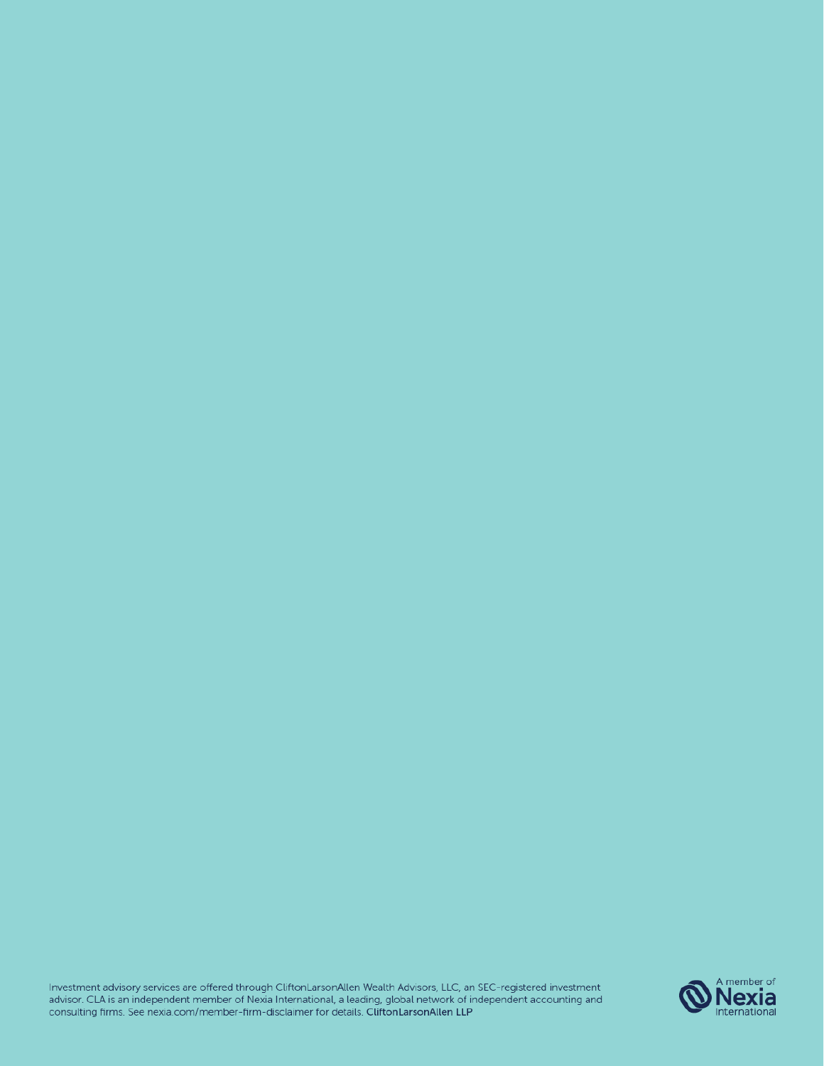Investment advisory services are offered through CliftonLarsonAllen Wealth Advisors, LLC, an SEC-registered investment advisor. CLA is an independent member of Nexia International, a leading, global network of independent accounting and consulting firms. See nexia.com/member-firm-disclaimer for details. **CliftonLarsonAllen LLP**

A member of Nexia International